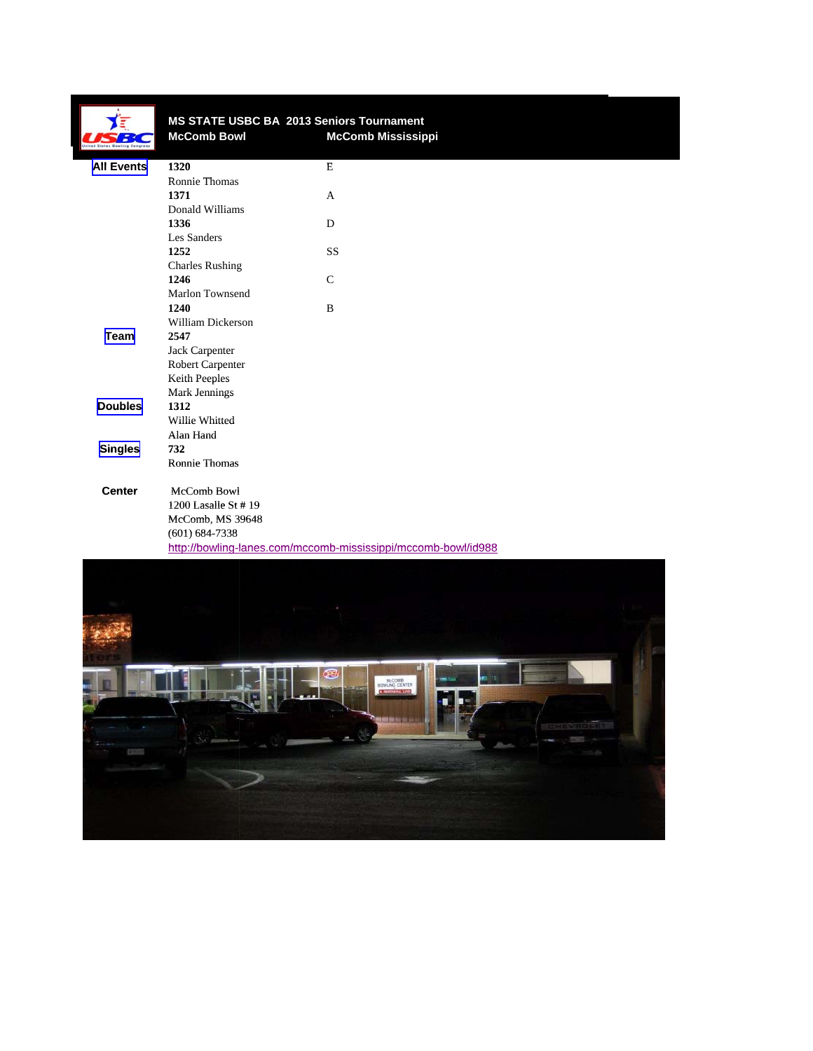# MS STATE USBC BA 2013 Seniors Tournament

**McComb Bowl** — **McComb Mississippi**

| | | |
|---|---|---|
| **All Events** | **1320** | E |
| | Ronnie Thomas | |
| | **1371** | A |
| | Donald Williams | |
| | **1336** | D |
| | Les Sanders | |
| | **1252** | SS |
| | Charles Rushing | |
| | **1246** | C |
| | Marlon Townsend | |
| | **1240** | B |
| | William Dickerson | |
| **Team** | **2547** | |
| | Jack Carpenter | |
| | Robert Carpenter | |
| | Keith Peeples | |
| | Mark Jennings | |
| **Doubles** | **1312** | |
| | Willie Whitted | |
| | Alan Hand | |
| **Singles** | **732** | |
| | Ronnie Thomas | |

**Center**

McComb Bowl
1200 Lasalle St # 19
McComb, MS 39648
(601) 684-7338
http://bowling-lanes.com/mccomb-mississippi/mccomb-bowl/id988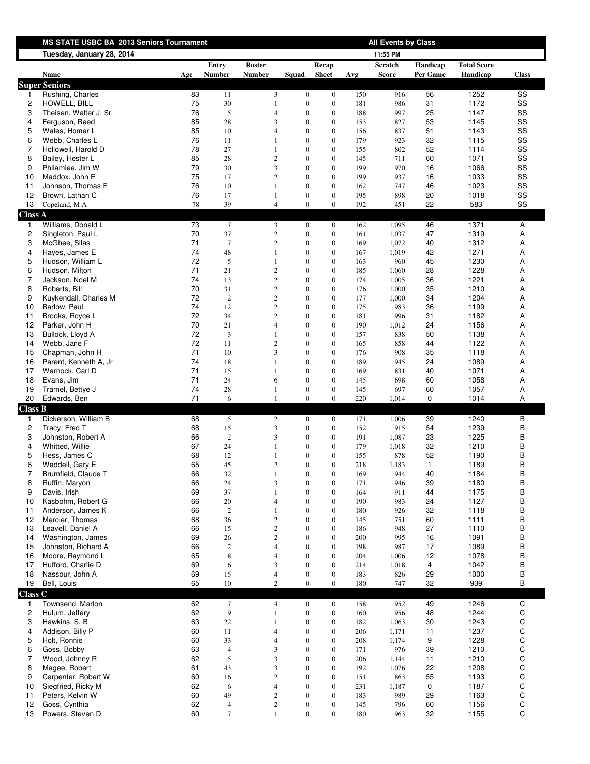| MS STATE USBC BA 2013 Seniors Tournament | | | | | | | | All Events by Class | | | |
|---|---|---|---|---|---|---|---|---|---|---|---|
| Tuesday, January 28, 2014 | | | | | | | | 11:55 PM | | | |
| | Name | Age | Entry Number | Roster Number | Squad | Recap Sheet | Avg | Scratch Score | Handicap Per Game | Total Score Handicap | Class |
| **Super Seniors** | | | | | | | | | | | |
| 1 | Rushing, Charles | 83 | 11 | 3 | 0 | 0 | 150 | 916 | 56 | 1252 | SS |
| 2 | HOWELL, BILL | 75 | 30 | 1 | 0 | 0 | 181 | 986 | 31 | 1172 | SS |
| 3 | Theisen, Walter J, Sr | 76 | 5 | 4 | 0 | 0 | 188 | 997 | 25 | 1147 | SS |
| 4 | Ferguson, Reed | 85 | 28 | 3 | 0 | 0 | 153 | 827 | 53 | 1145 | SS |
| 5 | Wales, Homer L | 85 | 10 | 4 | 0 | 0 | 156 | 837 | 51 | 1143 | SS |
| 6 | Webb, Charles L | 76 | 11 | 1 | 0 | 0 | 179 | 923 | 32 | 1115 | SS |
| 7 | Hollowell, Harold D | 78 | 27 | 1 | 0 | 0 | 155 | 802 | 52 | 1114 | SS |
| 8 | Bailey, Hester L | 85 | 28 | 2 | 0 | 0 | 145 | 711 | 60 | 1071 | SS |
| 9 | Philamlee, Jim W | 79 | 30 | 3 | 0 | 0 | 199 | 970 | 16 | 1066 | SS |
| 10 | Maddox, John E | 75 | 17 | 2 | 0 | 0 | 199 | 937 | 16 | 1033 | SS |
| 11 | Johnson, Thomas E | 76 | 10 | 1 | 0 | 0 | 162 | 747 | 46 | 1023 | SS |
| 12 | Brown, Lathan C | 76 | 17 | 1 | 0 | 0 | 195 | 898 | 20 | 1018 | SS |
| 13 | Copeland, M A | 78 | 39 | 4 | 0 | 0 | 192 | 451 | 22 | 583 | SS |
| **Class A** | | | | | | | | | | | |
| 1 | Williams, Donald L | 73 | 7 | 3 | 0 | 0 | 162 | 1,095 | 46 | 1371 | A |
| 2 | Singleton, Paul L | 70 | 37 | 2 | 0 | 0 | 161 | 1,037 | 47 | 1319 | A |
| 3 | McGhee, Silas | 71 | 7 | 2 | 0 | 0 | 169 | 1,072 | 40 | 1312 | A |
| 4 | Hayes, James E | 74 | 48 | 1 | 0 | 0 | 167 | 1,019 | 42 | 1271 | A |
| 5 | Hudson, William L | 72 | 5 | 1 | 0 | 0 | 163 | 960 | 45 | 1230 | A |
| 6 | Hudson, Milton | 71 | 21 | 2 | 0 | 0 | 185 | 1,060 | 28 | 1228 | A |
| 7 | Jackson, Noel M | 74 | 13 | 2 | 0 | 0 | 174 | 1,005 | 36 | 1221 | A |
| 8 | Roberts, Bill | 70 | 31 | 2 | 0 | 0 | 176 | 1,000 | 35 | 1210 | A |
| 9 | Kuykendall, Charles M | 72 | 2 | 2 | 0 | 0 | 177 | 1,000 | 34 | 1204 | A |
| 10 | Barlow, Paul | 74 | 12 | 2 | 0 | 0 | 175 | 983 | 36 | 1199 | A |
| 11 | Brooks, Royce L | 72 | 34 | 2 | 0 | 0 | 181 | 996 | 31 | 1182 | A |
| 12 | Parker, John H | 70 | 21 | 4 | 0 | 0 | 190 | 1,012 | 24 | 1156 | A |
| 13 | Bullock, Lloyd A | 72 | 3 | 1 | 0 | 0 | 157 | 838 | 50 | 1138 | A |
| 14 | Webb, Jane F | 72 | 11 | 2 | 0 | 0 | 165 | 858 | 44 | 1122 | A |
| 15 | Chapman, John H | 71 | 10 | 3 | 0 | 0 | 176 | 908 | 35 | 1118 | A |
| 16 | Parent, Kenneth A, Jr | 74 | 18 | 1 | 0 | 0 | 189 | 945 | 24 | 1089 | A |
| 17 | Warnock, Carl D | 71 | 15 | 1 | 0 | 0 | 169 | 831 | 40 | 1071 | A |
| 18 | Evans, Jim | 71 | 24 | 6 | 0 | 0 | 145 | 698 | 60 | 1058 | A |
| 19 | Tramel, Bettye J | 74 | 28 | 1 | 0 | 0 | 145 | 697 | 60 | 1057 | A |
| 20 | Edwards, Ben | 71 | 6 | 1 | 0 | 0 | 220 | 1,014 | 0 | 1014 | A |
| **Class B** | | | | | | | | | | | |
| 1 | Dickerson, William B | 68 | 5 | 2 | 0 | 0 | 171 | 1,006 | 39 | 1240 | B |
| 2 | Tracy, Fred T | 68 | 15 | 3 | 0 | 0 | 152 | 915 | 54 | 1239 | B |
| 3 | Johnston, Robert A | 66 | 2 | 3 | 0 | 0 | 191 | 1,087 | 23 | 1225 | B |
| 4 | Whitted, Willie | 67 | 24 | 1 | 0 | 0 | 179 | 1,018 | 32 | 1210 | B |
| 5 | Hess, James C | 68 | 12 | 1 | 0 | 0 | 155 | 878 | 52 | 1190 | B |
| 6 | Waddell, Gary E | 65 | 45 | 2 | 0 | 0 | 218 | 1,183 | 1 | 1189 | B |
| 7 | Brumfield, Claude T | 66 | 32 | 1 | 0 | 0 | 169 | 944 | 40 | 1184 | B |
| 8 | Ruffin, Maryon | 66 | 24 | 3 | 0 | 0 | 171 | 946 | 39 | 1180 | B |
| 9 | Davis, Irish | 69 | 37 | 1 | 0 | 0 | 164 | 911 | 44 | 1175 | B |
| 10 | Kasbohm, Robert G | 66 | 20 | 4 | 0 | 0 | 190 | 983 | 24 | 1127 | B |
| 11 | Anderson, James K | 66 | 2 | 1 | 0 | 0 | 180 | 926 | 32 | 1118 | B |
| 12 | Mercier, Thomas | 68 | 36 | 2 | 0 | 0 | 145 | 751 | 60 | 1111 | B |
| 13 | Leavell, Daniel A | 66 | 15 | 2 | 0 | 0 | 186 | 948 | 27 | 1110 | B |
| 14 | Washington, James | 69 | 26 | 2 | 0 | 0 | 200 | 995 | 16 | 1091 | B |
| 15 | Johnston, Richard A | 66 | 2 | 4 | 0 | 0 | 198 | 987 | 17 | 1089 | B |
| 16 | Moore, Raymond L | 65 | 8 | 4 | 0 | 0 | 204 | 1,006 | 12 | 1078 | B |
| 17 | Hufford, Charlie D | 69 | 6 | 3 | 0 | 0 | 214 | 1,018 | 4 | 1042 | B |
| 18 | Nassour, John A | 69 | 15 | 4 | 0 | 0 | 183 | 826 | 29 | 1000 | B |
| 19 | Bell, Louis | 65 | 10 | 2 | 0 | 0 | 180 | 747 | 32 | 939 | B |
| **Class C** | | | | | | | | | | | |
| 1 | Townsend, Marlon | 62 | 7 | 4 | 0 | 0 | 158 | 952 | 49 | 1246 | C |
| 2 | Hulum, Jeffery | 62 | 9 | 1 | 0 | 0 | 160 | 956 | 48 | 1244 | C |
| 3 | Hawkins, S. B | 63 | 22 | 1 | 0 | 0 | 182 | 1,063 | 30 | 1243 | C |
| 4 | Addison, Billy P | 60 | 11 | 4 | 0 | 0 | 206 | 1,171 | 11 | 1237 | C |
| 5 | Holt, Ronnie | 60 | 33 | 4 | 0 | 0 | 208 | 1,174 | 9 | 1228 | C |
| 6 | Goss, Bobby | 63 | 4 | 3 | 0 | 0 | 171 | 976 | 39 | 1210 | C |
| 7 | Wood, Johnny R | 62 | 5 | 3 | 0 | 0 | 206 | 1,144 | 11 | 1210 | C |
| 8 | Magee, Robert | 61 | 43 | 3 | 0 | 0 | 192 | 1,076 | 22 | 1208 | C |
| 9 | Carpenter, Robert W | 60 | 16 | 2 | 0 | 0 | 151 | 863 | 55 | 1193 | C |
| 10 | Siegfried, Ricky M | 62 | 6 | 4 | 0 | 0 | 231 | 1,187 | 0 | 1187 | C |
| 11 | Peters, Kelvin W | 60 | 49 | 2 | 0 | 0 | 183 | 989 | 29 | 1163 | C |
| 12 | Goss, Cynthia | 62 | 4 | 2 | 0 | 0 | 145 | 796 | 60 | 1156 | C |
| 13 | Powers, Steven D | 60 | 7 | 1 | 0 | 0 | 180 | 963 | 32 | 1155 | C |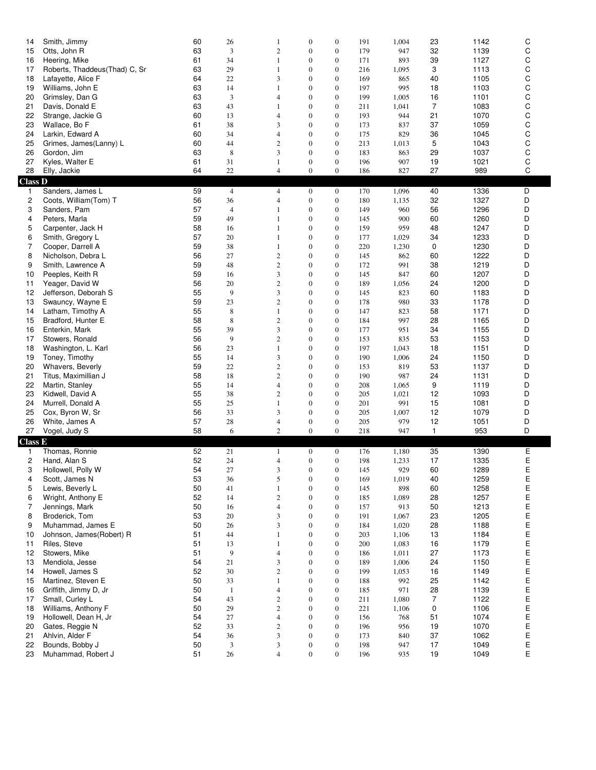| | | | | | | | | | | | |
|---|---|---|---|---|---|---|---|---|---|---|---|
| 14 | Smith, Jimmy | 60 | 26 | 1 | 0 | 0 | 191 | 1,004 | 23 | 1142 | C |
| 15 | Otts, John R | 63 | 3 | 2 | 0 | 0 | 179 | 947 | 32 | 1139 | C |
| 16 | Heering, Mike | 61 | 34 | 1 | 0 | 0 | 171 | 893 | 39 | 1127 | C |
| 17 | Roberts, Thaddeus(Thad) C, Sr | 63 | 29 | 1 | 0 | 0 | 216 | 1,095 | 3 | 1113 | C |
| 18 | Lafayette, Alice F | 64 | 22 | 3 | 0 | 0 | 169 | 865 | 40 | 1105 | C |
| 19 | Williams, John E | 63 | 14 | 1 | 0 | 0 | 197 | 995 | 18 | 1103 | C |
| 20 | Grimsley, Dan G | 63 | 3 | 4 | 0 | 0 | 199 | 1,005 | 16 | 1101 | C |
| 21 | Davis, Donald E | 63 | 43 | 1 | 0 | 0 | 211 | 1,041 | 7 | 1083 | C |
| 22 | Strange, Jackie G | 60 | 13 | 4 | 0 | 0 | 193 | 944 | 21 | 1070 | C |
| 23 | Wallace, Bo F | 61 | 38 | 3 | 0 | 0 | 173 | 837 | 37 | 1059 | C |
| 24 | Larkin, Edward A | 60 | 34 | 4 | 0 | 0 | 175 | 829 | 36 | 1045 | C |
| 25 | Grimes, James(Lanny) L | 60 | 44 | 2 | 0 | 0 | 213 | 1,013 | 5 | 1043 | C |
| 26 | Gordon, Jim | 63 | 8 | 3 | 0 | 0 | 183 | 863 | 29 | 1037 | C |
| 27 | Kyles, Walter E | 61 | 31 | 1 | 0 | 0 | 196 | 907 | 19 | 1021 | C |
| 28 | Elly, Jackie | 64 | 22 | 4 | 0 | 0 | 186 | 827 | 27 | 989 | C |
| **Class D** | | | | | | | | | | | |
| 1 | Sanders, James L | 59 | 4 | 4 | 0 | 0 | 170 | 1,096 | 40 | 1336 | D |
| 2 | Coots, William(Tom) T | 56 | 36 | 4 | 0 | 0 | 180 | 1,135 | 32 | 1327 | D |
| 3 | Sanders, Pam | 57 | 4 | 1 | 0 | 0 | 149 | 960 | 56 | 1296 | D |
| 4 | Peters, Marla | 59 | 49 | 1 | 0 | 0 | 145 | 900 | 60 | 1260 | D |
| 5 | Carpenter, Jack H | 58 | 16 | 1 | 0 | 0 | 159 | 959 | 48 | 1247 | D |
| 6 | Smith, Gregory L | 57 | 20 | 1 | 0 | 0 | 177 | 1,029 | 34 | 1233 | D |
| 7 | Cooper, Darrell A | 59 | 38 | 1 | 0 | 0 | 220 | 1,230 | 0 | 1230 | D |
| 8 | Nicholson, Debra L | 56 | 27 | 2 | 0 | 0 | 145 | 862 | 60 | 1222 | D |
| 9 | Smith, Lawrence A | 59 | 48 | 2 | 0 | 0 | 172 | 991 | 38 | 1219 | D |
| 10 | Peeples, Keith R | 59 | 16 | 3 | 0 | 0 | 145 | 847 | 60 | 1207 | D |
| 11 | Yeager, David W | 56 | 20 | 2 | 0 | 0 | 189 | 1,056 | 24 | 1200 | D |
| 12 | Jefferson, Deborah S | 55 | 9 | 3 | 0 | 0 | 145 | 823 | 60 | 1183 | D |
| 13 | Swauncy, Wayne E | 59 | 23 | 2 | 0 | 0 | 178 | 980 | 33 | 1178 | D |
| 14 | Latham, Timothy A | 55 | 8 | 1 | 0 | 0 | 147 | 823 | 58 | 1171 | D |
| 15 | Bradford, Hunter E | 58 | 8 | 2 | 0 | 0 | 184 | 997 | 28 | 1165 | D |
| 16 | Enterkin, Mark | 55 | 39 | 3 | 0 | 0 | 177 | 951 | 34 | 1155 | D |
| 17 | Stowers, Ronald | 56 | 9 | 2 | 0 | 0 | 153 | 835 | 53 | 1153 | D |
| 18 | Washington, L. Karl | 56 | 23 | 1 | 0 | 0 | 197 | 1,043 | 18 | 1151 | D |
| 19 | Toney, Timothy | 55 | 14 | 3 | 0 | 0 | 190 | 1,006 | 24 | 1150 | D |
| 20 | Whavers, Beverly | 59 | 22 | 2 | 0 | 0 | 153 | 819 | 53 | 1137 | D |
| 21 | Titus, Maximillian J | 58 | 18 | 2 | 0 | 0 | 190 | 987 | 24 | 1131 | D |
| 22 | Martin, Stanley | 55 | 14 | 4 | 0 | 0 | 208 | 1,065 | 9 | 1119 | D |
| 23 | Kidwell, David A | 55 | 38 | 2 | 0 | 0 | 205 | 1,021 | 12 | 1093 | D |
| 24 | Murrell, Donald A | 55 | 25 | 1 | 0 | 0 | 201 | 991 | 15 | 1081 | D |
| 25 | Cox, Byron W, Sr | 56 | 33 | 3 | 0 | 0 | 205 | 1,007 | 12 | 1079 | D |
| 26 | White, James A | 57 | 28 | 4 | 0 | 0 | 205 | 979 | 12 | 1051 | D |
| 27 | Vogel, Judy S | 58 | 6 | 2 | 0 | 0 | 218 | 947 | 1 | 953 | D |
| **Class E** | | | | | | | | | | | |
| 1 | Thomas, Ronnie | 52 | 21 | 1 | 0 | 0 | 176 | 1,180 | 35 | 1390 | E |
| 2 | Hand, Alan S | 52 | 24 | 4 | 0 | 0 | 198 | 1,233 | 17 | 1335 | E |
| 3 | Hollowell, Polly W | 54 | 27 | 3 | 0 | 0 | 145 | 929 | 60 | 1289 | E |
| 4 | Scott, James N | 53 | 36 | 5 | 0 | 0 | 169 | 1,019 | 40 | 1259 | E |
| 5 | Lewis, Beverly L | 50 | 41 | 1 | 0 | 0 | 145 | 898 | 60 | 1258 | E |
| 6 | Wright, Anthony E | 52 | 14 | 2 | 0 | 0 | 185 | 1,089 | 28 | 1257 | E |
| 7 | Jennings, Mark | 50 | 16 | 4 | 0 | 0 | 157 | 913 | 50 | 1213 | E |
| 8 | Broderick, Tom | 53 | 20 | 3 | 0 | 0 | 191 | 1,067 | 23 | 1205 | E |
| 9 | Muhammad, James E | 50 | 26 | 3 | 0 | 0 | 184 | 1,020 | 28 | 1188 | E |
| 10 | Johnson, James(Robert) R | 51 | 44 | 1 | 0 | 0 | 203 | 1,106 | 13 | 1184 | E |
| 11 | Riles, Steve | 51 | 13 | 1 | 0 | 0 | 200 | 1,083 | 16 | 1179 | E |
| 12 | Stowers, Mike | 51 | 9 | 4 | 0 | 0 | 186 | 1,011 | 27 | 1173 | E |
| 13 | Mendiola, Jesse | 54 | 21 | 3 | 0 | 0 | 189 | 1,006 | 24 | 1150 | E |
| 14 | Howell, James S | 52 | 30 | 2 | 0 | 0 | 199 | 1,053 | 16 | 1149 | E |
| 15 | Martinez, Steven E | 50 | 33 | 1 | 0 | 0 | 188 | 992 | 25 | 1142 | E |
| 16 | Griffith, Jimmy D, Jr | 50 | 1 | 4 | 0 | 0 | 185 | 971 | 28 | 1139 | E |
| 17 | Small, Curley L | 54 | 43 | 2 | 0 | 0 | 211 | 1,080 | 7 | 1122 | E |
| 18 | Williams, Anthony F | 50 | 29 | 2 | 0 | 0 | 221 | 1,106 | 0 | 1106 | E |
| 19 | Hollowell, Dean H, Jr | 54 | 27 | 4 | 0 | 0 | 156 | 768 | 51 | 1074 | E |
| 20 | Gates, Reggie N | 52 | 33 | 2 | 0 | 0 | 196 | 956 | 19 | 1070 | E |
| 21 | Ahlvin, Alder F | 54 | 36 | 3 | 0 | 0 | 173 | 840 | 37 | 1062 | E |
| 22 | Bounds, Bobby J | 50 | 3 | 3 | 0 | 0 | 198 | 947 | 17 | 1049 | E |
| 23 | Muhammad, Robert J | 51 | 26 | 4 | 0 | 0 | 196 | 935 | 19 | 1049 | E |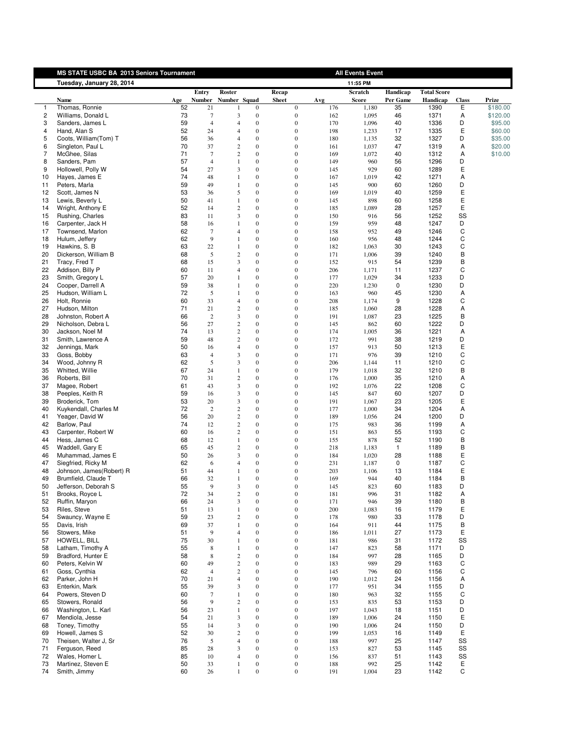**MS STATE USBC BA 2013 Seniors Tournament** — **All Events Event**

**Tuesday, January 28, 2014** — **11:55 PM**

| | Name | Age | Entry Number | Roster Number | Squad | Recap Sheet | Avg | Scratch Score | Handicap Per Game | Total Score Handicap | Class | Prize |
|---|---|---|---|---|---|---|---|---|---|---|---|---|
| 1 | Thomas, Ronnie | 52 | 21 | 1 | 0 | 0 | 176 | 1,180 | 35 | 1390 | E | $180.00 |
| 2 | Williams, Donald L | 73 | 7 | 3 | 0 | 0 | 162 | 1,095 | 46 | 1371 | A | $120.00 |
| 3 | Sanders, James L | 59 | 4 | 4 | 0 | 0 | 170 | 1,096 | 40 | 1336 | D | $95.00 |
| 4 | Hand, Alan S | 52 | 24 | 4 | 0 | 0 | 198 | 1,233 | 17 | 1335 | E | $60.00 |
| 5 | Coots, William(Tom) T | 56 | 36 | 4 | 0 | 0 | 180 | 1,135 | 32 | 1327 | D | $35.00 |
| 6 | Singleton, Paul L | 70 | 37 | 2 | 0 | 0 | 161 | 1,037 | 47 | 1319 | A | $20.00 |
| 7 | McGhee, Silas | 71 | 7 | 2 | 0 | 0 | 169 | 1,072 | 40 | 1312 | A | $10.00 |
| 8 | Sanders, Pam | 57 | 4 | 1 | 0 | 0 | 149 | 960 | 56 | 1296 | D | |
| 9 | Hollowell, Polly W | 54 | 27 | 3 | 0 | 0 | 145 | 929 | 60 | 1289 | E | |
| 10 | Hayes, James E | 74 | 48 | 1 | 0 | 0 | 167 | 1,019 | 42 | 1271 | A | |
| 11 | Peters, Marla | 59 | 49 | 1 | 0 | 0 | 145 | 900 | 60 | 1260 | D | |
| 12 | Scott, James N | 53 | 36 | 5 | 0 | 0 | 169 | 1,019 | 40 | 1259 | E | |
| 13 | Lewis, Beverly L | 50 | 41 | 1 | 0 | 0 | 145 | 898 | 60 | 1258 | E | |
| 14 | Wright, Anthony E | 52 | 14 | 2 | 0 | 0 | 185 | 1,089 | 28 | 1257 | E | |
| 15 | Rushing, Charles | 83 | 11 | 3 | 0 | 0 | 150 | 916 | 56 | 1252 | SS | |
| 16 | Carpenter, Jack H | 58 | 16 | 1 | 0 | 0 | 159 | 959 | 48 | 1247 | D | |
| 17 | Townsend, Marlon | 62 | 7 | 4 | 0 | 0 | 158 | 952 | 49 | 1246 | C | |
| 18 | Hulum, Jeffery | 62 | 9 | 1 | 0 | 0 | 160 | 956 | 48 | 1244 | C | |
| 19 | Hawkins, S. B | 63 | 22 | 1 | 0 | 0 | 182 | 1,063 | 30 | 1243 | C | |
| 20 | Dickerson, William B | 68 | 5 | 2 | 0 | 0 | 171 | 1,006 | 39 | 1240 | B | |
| 21 | Tracy, Fred T | 68 | 15 | 3 | 0 | 0 | 152 | 915 | 54 | 1239 | B | |
| 22 | Addison, Billy P | 60 | 11 | 4 | 0 | 0 | 206 | 1,171 | 11 | 1237 | C | |
| 23 | Smith, Gregory L | 57 | 20 | 1 | 0 | 0 | 177 | 1,029 | 34 | 1233 | D | |
| 24 | Cooper, Darrell A | 59 | 38 | 1 | 0 | 0 | 220 | 1,230 | 0 | 1230 | D | |
| 25 | Hudson, William L | 72 | 5 | 1 | 0 | 0 | 163 | 960 | 45 | 1230 | A | |
| 26 | Holt, Ronnie | 60 | 33 | 4 | 0 | 0 | 208 | 1,174 | 9 | 1228 | C | |
| 27 | Hudson, Milton | 71 | 21 | 2 | 0 | 0 | 185 | 1,060 | 28 | 1228 | A | |
| 28 | Johnston, Robert A | 66 | 2 | 3 | 0 | 0 | 191 | 1,087 | 23 | 1225 | B | |
| 29 | Nicholson, Debra L | 56 | 27 | 2 | 0 | 0 | 145 | 862 | 60 | 1222 | D | |
| 30 | Jackson, Noel M | 74 | 13 | 2 | 0 | 0 | 174 | 1,005 | 36 | 1221 | A | |
| 31 | Smith, Lawrence A | 59 | 48 | 2 | 0 | 0 | 172 | 991 | 38 | 1219 | D | |
| 32 | Jennings, Mark | 50 | 16 | 4 | 0 | 0 | 157 | 913 | 50 | 1213 | E | |
| 33 | Goss, Bobby | 63 | 4 | 3 | 0 | 0 | 171 | 976 | 39 | 1210 | C | |
| 34 | Wood, Johnny R | 62 | 5 | 3 | 0 | 0 | 206 | 1,144 | 11 | 1210 | C | |
| 35 | Whitted, Willie | 67 | 24 | 1 | 0 | 0 | 179 | 1,018 | 32 | 1210 | B | |
| 36 | Roberts, Bill | 70 | 31 | 2 | 0 | 0 | 176 | 1,000 | 35 | 1210 | A | |
| 37 | Magee, Robert | 61 | 43 | 3 | 0 | 0 | 192 | 1,076 | 22 | 1208 | C | |
| 38 | Peeples, Keith R | 59 | 16 | 3 | 0 | 0 | 145 | 847 | 60 | 1207 | D | |
| 39 | Broderick, Tom | 53 | 20 | 3 | 0 | 0 | 191 | 1,067 | 23 | 1205 | E | |
| 40 | Kuykendall, Charles M | 72 | 2 | 2 | 0 | 0 | 177 | 1,000 | 34 | 1204 | A | |
| 41 | Yeager, David W | 56 | 20 | 2 | 0 | 0 | 189 | 1,056 | 24 | 1200 | D | |
| 42 | Barlow, Paul | 74 | 12 | 2 | 0 | 0 | 175 | 983 | 36 | 1199 | A | |
| 43 | Carpenter, Robert W | 60 | 16 | 2 | 0 | 0 | 151 | 863 | 55 | 1193 | C | |
| 44 | Hess, James C | 68 | 12 | 1 | 0 | 0 | 155 | 878 | 52 | 1190 | B | |
| 45 | Waddell, Gary E | 65 | 45 | 2 | 0 | 0 | 218 | 1,183 | 1 | 1189 | B | |
| 46 | Muhammad, James E | 50 | 26 | 3 | 0 | 0 | 184 | 1,020 | 28 | 1188 | E | |
| 47 | Siegfried, Ricky M | 62 | 6 | 4 | 0 | 0 | 231 | 1,187 | 0 | 1187 | C | |
| 48 | Johnson, James(Robert) R | 51 | 44 | 1 | 0 | 0 | 203 | 1,106 | 13 | 1184 | E | |
| 49 | Brumfield, Claude T | 66 | 32 | 1 | 0 | 0 | 169 | 944 | 40 | 1184 | B | |
| 50 | Jefferson, Deborah S | 55 | 9 | 3 | 0 | 0 | 145 | 823 | 60 | 1183 | D | |
| 51 | Brooks, Royce L | 72 | 34 | 2 | 0 | 0 | 181 | 996 | 31 | 1182 | A | |
| 52 | Ruffin, Maryon | 66 | 24 | 3 | 0 | 0 | 171 | 946 | 39 | 1180 | B | |
| 53 | Riles, Steve | 51 | 13 | 1 | 0 | 0 | 200 | 1,083 | 16 | 1179 | E | |
| 54 | Swauncy, Wayne E | 59 | 23 | 2 | 0 | 0 | 178 | 980 | 33 | 1178 | D | |
| 55 | Davis, Irish | 69 | 37 | 1 | 0 | 0 | 164 | 911 | 44 | 1175 | B | |
| 56 | Stowers, Mike | 51 | 9 | 4 | 0 | 0 | 186 | 1,011 | 27 | 1173 | E | |
| 57 | HOWELL, BILL | 75 | 30 | 1 | 0 | 0 | 181 | 986 | 31 | 1172 | SS | |
| 58 | Latham, Timothy A | 55 | 8 | 1 | 0 | 0 | 147 | 823 | 58 | 1171 | D | |
| 59 | Bradford, Hunter E | 58 | 8 | 2 | 0 | 0 | 184 | 997 | 28 | 1165 | D | |
| 60 | Peters, Kelvin W | 60 | 49 | 2 | 0 | 0 | 183 | 989 | 29 | 1163 | C | |
| 61 | Goss, Cynthia | 62 | 4 | 2 | 0 | 0 | 145 | 796 | 60 | 1156 | C | |
| 62 | Parker, John H | 70 | 21 | 4 | 0 | 0 | 190 | 1,012 | 24 | 1156 | A | |
| 63 | Enterkin, Mark | 55 | 39 | 3 | 0 | 0 | 177 | 951 | 34 | 1155 | D | |
| 64 | Powers, Steven D | 60 | 7 | 1 | 0 | 0 | 180 | 963 | 32 | 1155 | C | |
| 65 | Stowers, Ronald | 56 | 9 | 2 | 0 | 0 | 153 | 835 | 53 | 1153 | D | |
| 66 | Washington, L. Karl | 56 | 23 | 1 | 0 | 0 | 197 | 1,043 | 18 | 1151 | D | |
| 67 | Mendiola, Jesse | 54 | 21 | 3 | 0 | 0 | 189 | 1,006 | 24 | 1150 | E | |
| 68 | Toney, Timothy | 55 | 14 | 3 | 0 | 0 | 190 | 1,006 | 24 | 1150 | D | |
| 69 | Howell, James S | 52 | 30 | 2 | 0 | 0 | 199 | 1,053 | 16 | 1149 | E | |
| 70 | Theisen, Walter J, Sr | 76 | 5 | 4 | 0 | 0 | 188 | 997 | 25 | 1147 | SS | |
| 71 | Ferguson, Reed | 85 | 28 | 3 | 0 | 0 | 153 | 827 | 53 | 1145 | SS | |
| 72 | Wales, Homer L | 85 | 10 | 4 | 0 | 0 | 156 | 837 | 51 | 1143 | SS | |
| 73 | Martinez, Steven E | 50 | 33 | 1 | 0 | 0 | 188 | 992 | 25 | 1142 | E | |
| 74 | Smith, Jimmy | 60 | 26 | 1 | 0 | 0 | 191 | 1,004 | 23 | 1142 | C | |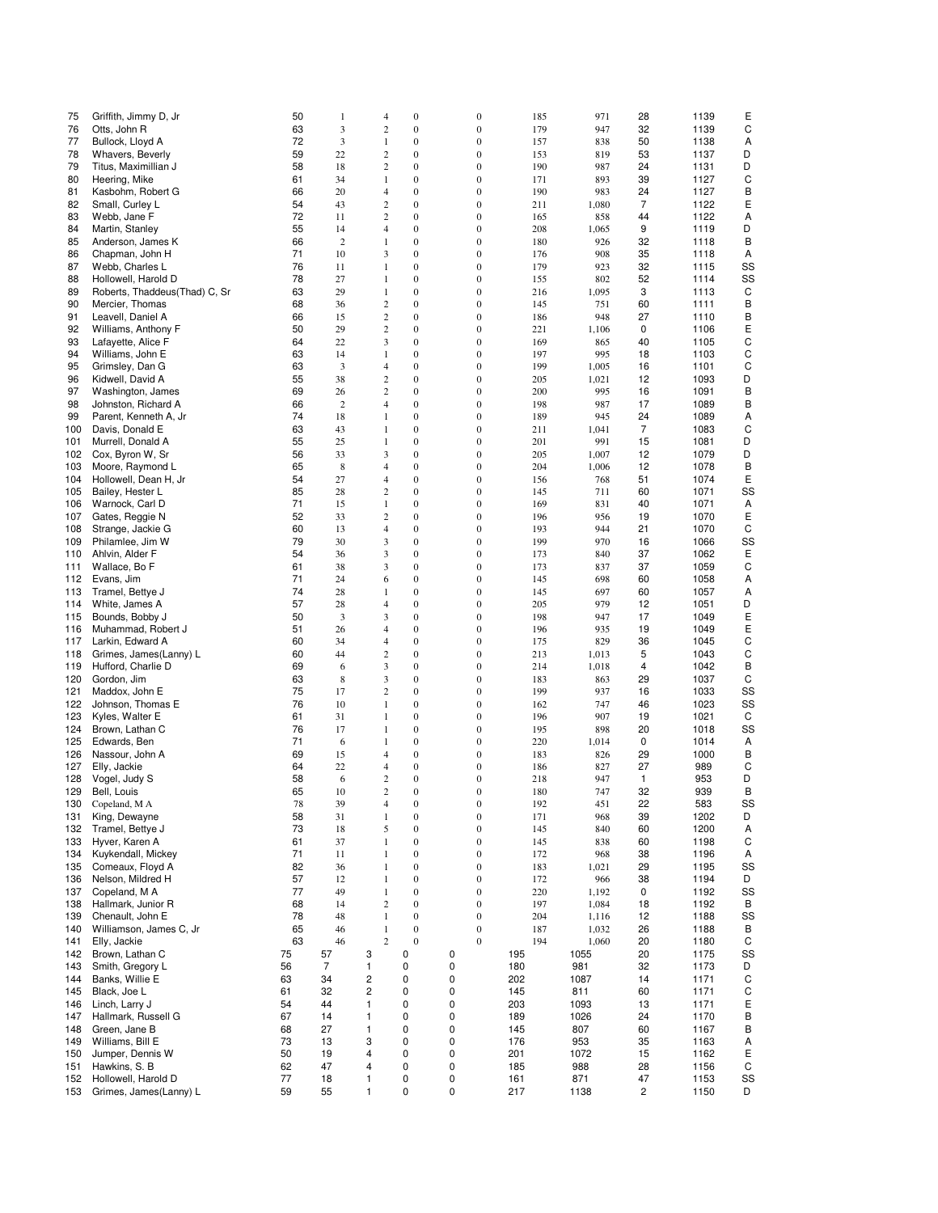| | | | | | | | | | | | |
|---|---|---|---|---|---|---|---|---|---|---|---|
| 75 | Griffith, Jimmy D, Jr | 50 | 1 | 4 | 0 | 0 | 185 | 971 | 28 | 1139 | E |
| 76 | Otts, John R | 63 | 3 | 2 | 0 | 0 | 179 | 947 | 32 | 1139 | C |
| 77 | Bullock, Lloyd A | 72 | 3 | 1 | 0 | 0 | 157 | 838 | 50 | 1138 | A |
| 78 | Whavers, Beverly | 59 | 22 | 2 | 0 | 0 | 153 | 819 | 53 | 1137 | D |
| 79 | Titus, Maximillian J | 58 | 18 | 2 | 0 | 0 | 190 | 987 | 24 | 1131 | D |
| 80 | Heering, Mike | 61 | 34 | 1 | 0 | 0 | 171 | 893 | 39 | 1127 | C |
| 81 | Kasbohm, Robert G | 66 | 20 | 4 | 0 | 0 | 190 | 983 | 24 | 1127 | B |
| 82 | Small, Curley L | 54 | 43 | 2 | 0 | 0 | 211 | 1,080 | 7 | 1122 | E |
| 83 | Webb, Jane F | 72 | 11 | 2 | 0 | 0 | 165 | 858 | 44 | 1122 | A |
| 84 | Martin, Stanley | 55 | 14 | 4 | 0 | 0 | 208 | 1,065 | 9 | 1119 | D |
| 85 | Anderson, James K | 66 | 2 | 1 | 0 | 0 | 180 | 926 | 32 | 1118 | B |
| 86 | Chapman, John H | 71 | 10 | 3 | 0 | 0 | 176 | 908 | 35 | 1118 | A |
| 87 | Webb, Charles L | 76 | 11 | 1 | 0 | 0 | 179 | 923 | 32 | 1115 | SS |
| 88 | Hollowell, Harold D | 78 | 27 | 1 | 0 | 0 | 155 | 802 | 52 | 1114 | SS |
| 89 | Roberts, Thaddeus(Thad) C, Sr | 63 | 29 | 1 | 0 | 0 | 216 | 1,095 | 3 | 1113 | C |
| 90 | Mercier, Thomas | 68 | 36 | 2 | 0 | 0 | 145 | 751 | 60 | 1111 | B |
| 91 | Leavell, Daniel A | 66 | 15 | 2 | 0 | 0 | 186 | 948 | 27 | 1110 | B |
| 92 | Williams, Anthony F | 50 | 29 | 2 | 0 | 0 | 221 | 1,106 | 0 | 1106 | E |
| 93 | Lafayette, Alice F | 64 | 22 | 3 | 0 | 0 | 169 | 865 | 40 | 1105 | C |
| 94 | Williams, John E | 63 | 14 | 1 | 0 | 0 | 197 | 995 | 18 | 1103 | C |
| 95 | Grimsley, Dan G | 63 | 3 | 4 | 0 | 0 | 199 | 1,005 | 16 | 1101 | C |
| 96 | Kidwell, David A | 55 | 38 | 2 | 0 | 0 | 205 | 1,021 | 12 | 1093 | D |
| 97 | Washington, James | 69 | 26 | 2 | 0 | 0 | 200 | 995 | 16 | 1091 | B |
| 98 | Johnston, Richard A | 66 | 2 | 4 | 0 | 0 | 198 | 987 | 17 | 1089 | B |
| 99 | Parent, Kenneth A, Jr | 74 | 18 | 1 | 0 | 0 | 189 | 945 | 24 | 1089 | A |
| 100 | Davis, Donald E | 63 | 43 | 1 | 0 | 0 | 211 | 1,041 | 7 | 1083 | C |
| 101 | Murrell, Donald A | 55 | 25 | 1 | 0 | 0 | 201 | 991 | 15 | 1081 | D |
| 102 | Cox, Byron W, Sr | 56 | 33 | 3 | 0 | 0 | 205 | 1,007 | 12 | 1079 | D |
| 103 | Moore, Raymond L | 65 | 8 | 4 | 0 | 0 | 204 | 1,006 | 12 | 1078 | B |
| 104 | Hollowell, Dean H, Jr | 54 | 27 | 4 | 0 | 0 | 156 | 768 | 51 | 1074 | E |
| 105 | Bailey, Hester L | 85 | 28 | 2 | 0 | 0 | 145 | 711 | 60 | 1071 | SS |
| 106 | Warnock, Carl D | 71 | 15 | 1 | 0 | 0 | 169 | 831 | 40 | 1071 | A |
| 107 | Gates, Reggie N | 52 | 33 | 2 | 0 | 0 | 196 | 956 | 19 | 1070 | E |
| 108 | Strange, Jackie G | 60 | 13 | 4 | 0 | 0 | 193 | 944 | 21 | 1070 | C |
| 109 | Philamlee, Jim W | 79 | 30 | 3 | 0 | 0 | 199 | 970 | 16 | 1066 | SS |
| 110 | Ahlvin, Alder F | 54 | 36 | 3 | 0 | 0 | 173 | 840 | 37 | 1062 | E |
| 111 | Wallace, Bo F | 61 | 38 | 3 | 0 | 0 | 173 | 837 | 37 | 1059 | C |
| 112 | Evans, Jim | 71 | 24 | 6 | 0 | 0 | 145 | 698 | 60 | 1058 | A |
| 113 | Tramel, Bettye J | 74 | 28 | 1 | 0 | 0 | 145 | 697 | 60 | 1057 | A |
| 114 | White, James A | 57 | 28 | 4 | 0 | 0 | 205 | 979 | 12 | 1051 | D |
| 115 | Bounds, Bobby J | 50 | 3 | 3 | 0 | 0 | 198 | 947 | 17 | 1049 | E |
| 116 | Muhammad, Robert J | 51 | 26 | 4 | 0 | 0 | 196 | 935 | 19 | 1049 | E |
| 117 | Larkin, Edward A | 60 | 34 | 4 | 0 | 0 | 175 | 829 | 36 | 1045 | C |
| 118 | Grimes, James(Lanny) L | 60 | 44 | 2 | 0 | 0 | 213 | 1,013 | 5 | 1043 | C |
| 119 | Hufford, Charlie D | 69 | 6 | 3 | 0 | 0 | 214 | 1,018 | 4 | 1042 | B |
| 120 | Gordon, Jim | 63 | 8 | 3 | 0 | 0 | 183 | 863 | 29 | 1037 | C |
| 121 | Maddox, John E | 75 | 17 | 2 | 0 | 0 | 199 | 937 | 16 | 1033 | SS |
| 122 | Johnson, Thomas E | 76 | 10 | 1 | 0 | 0 | 162 | 747 | 46 | 1023 | SS |
| 123 | Kyles, Walter E | 61 | 31 | 1 | 0 | 0 | 196 | 907 | 19 | 1021 | C |
| 124 | Brown, Lathan C | 76 | 17 | 1 | 0 | 0 | 195 | 898 | 20 | 1018 | SS |
| 125 | Edwards, Ben | 71 | 6 | 1 | 0 | 0 | 220 | 1,014 | 0 | 1014 | A |
| 126 | Nassour, John A | 69 | 15 | 4 | 0 | 0 | 183 | 826 | 29 | 1000 | B |
| 127 | Elly, Jackie | 64 | 22 | 4 | 0 | 0 | 186 | 827 | 27 | 989 | C |
| 128 | Vogel, Judy S | 58 | 6 | 2 | 0 | 0 | 218 | 947 | 1 | 953 | D |
| 129 | Bell, Louis | 65 | 10 | 2 | 0 | 0 | 180 | 747 | 32 | 939 | B |
| 130 | Copeland, M A | 78 | 39 | 4 | 0 | 0 | 192 | 451 | 22 | 583 | SS |
| 131 | King, Dewayne | 58 | 31 | 1 | 0 | 0 | 171 | 968 | 39 | 1202 | D |
| 132 | Tramel, Bettye J | 73 | 18 | 5 | 0 | 0 | 145 | 840 | 60 | 1200 | A |
| 133 | Hyver, Karen A | 61 | 37 | 1 | 0 | 0 | 145 | 838 | 60 | 1198 | C |
| 134 | Kuykendall, Mickey | 71 | 11 | 1 | 0 | 0 | 172 | 968 | 38 | 1196 | A |
| 135 | Comeaux, Floyd A | 82 | 36 | 1 | 0 | 0 | 183 | 1,021 | 29 | 1195 | SS |
| 136 | Nelson, Mildred H | 57 | 12 | 1 | 0 | 0 | 172 | 966 | 38 | 1194 | D |
| 137 | Copeland, M A | 77 | 49 | 1 | 0 | 0 | 220 | 1,192 | 0 | 1192 | SS |
| 138 | Hallmark, Junior R | 68 | 14 | 2 | 0 | 0 | 197 | 1,084 | 18 | 1192 | B |
| 139 | Chenault, John E | 78 | 48 | 1 | 0 | 0 | 204 | 1,116 | 12 | 1188 | SS |
| 140 | Williamson, James C, Jr | 65 | 46 | 1 | 0 | 0 | 187 | 1,032 | 26 | 1188 | B |
| 141 | Elly, Jackie | 63 | 46 | 2 | 0 | 0 | 194 | 1,060 | 20 | 1180 | C |
| 142 | Brown, Lathan C | 75 | 57 | 3 | 0 | 0 | 195 | 1055 | 20 | 1175 | SS |
| 143 | Smith, Gregory L | 56 | 7 | 1 | 0 | 0 | 180 | 981 | 32 | 1173 | D |
| 144 | Banks, Willie E | 63 | 34 | 2 | 0 | 0 | 202 | 1087 | 14 | 1171 | C |
| 145 | Black, Joe L | 61 | 32 | 2 | 0 | 0 | 145 | 811 | 60 | 1171 | C |
| 146 | Linch, Larry J | 54 | 44 | 1 | 0 | 0 | 203 | 1093 | 13 | 1171 | E |
| 147 | Hallmark, Russell G | 67 | 14 | 1 | 0 | 0 | 189 | 1026 | 24 | 1170 | B |
| 148 | Green, Jane B | 68 | 27 | 1 | 0 | 0 | 145 | 807 | 60 | 1167 | B |
| 149 | Williams, Bill E | 73 | 13 | 3 | 0 | 0 | 176 | 953 | 35 | 1163 | A |
| 150 | Jumper, Dennis W | 50 | 19 | 4 | 0 | 0 | 201 | 1072 | 15 | 1162 | E |
| 151 | Hawkins, S. B | 62 | 47 | 4 | 0 | 0 | 185 | 988 | 28 | 1156 | C |
| 152 | Hollowell, Harold D | 77 | 18 | 1 | 0 | 0 | 161 | 871 | 47 | 1153 | SS |
| 153 | Grimes, James(Lanny) L | 59 | 55 | 1 | 0 | 0 | 217 | 1138 | 2 | 1150 | D |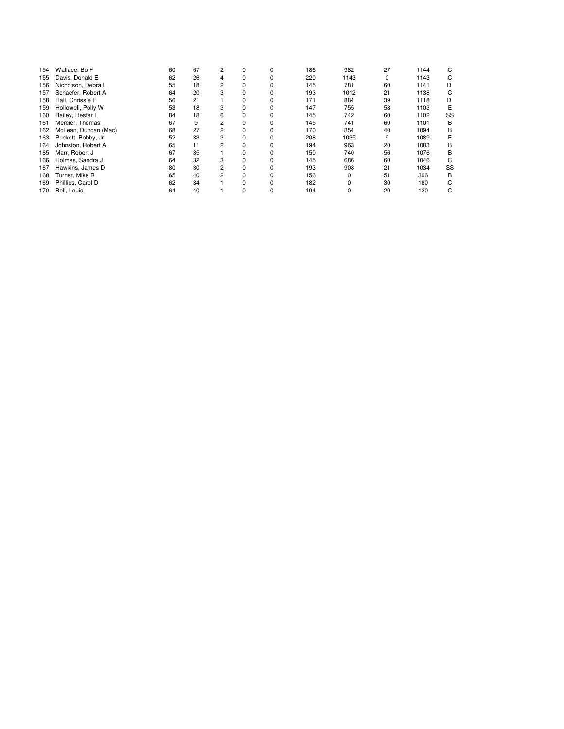| | | | | | | | | | | | |
|---|---|---|---|---|---|---|---|---|---|---|---|
| 154 | Wallace, Bo F | 60 | 67 | 2 | 0 | 0 | 186 | 982 | 27 | 1144 | C |
| 155 | Davis, Donald E | 62 | 26 | 4 | 0 | 0 | 220 | 1143 | 0 | 1143 | C |
| 156 | Nicholson, Debra L | 55 | 18 | 2 | 0 | 0 | 145 | 781 | 60 | 1141 | D |
| 157 | Schaefer, Robert A | 64 | 20 | 3 | 0 | 0 | 193 | 1012 | 21 | 1138 | C |
| 158 | Hall, Chrissie F | 56 | 21 | 1 | 0 | 0 | 171 | 884 | 39 | 1118 | D |
| 159 | Hollowell, Polly W | 53 | 18 | 3 | 0 | 0 | 147 | 755 | 58 | 1103 | E |
| 160 | Bailey, Hester L | 84 | 18 | 6 | 0 | 0 | 145 | 742 | 60 | 1102 | SS |
| 161 | Mercier, Thomas | 67 | 9 | 2 | 0 | 0 | 145 | 741 | 60 | 1101 | B |
| 162 | McLean, Duncan (Mac) | 68 | 27 | 2 | 0 | 0 | 170 | 854 | 40 | 1094 | B |
| 163 | Puckett, Bobby, Jr | 52 | 33 | 3 | 0 | 0 | 208 | 1035 | 9 | 1089 | E |
| 164 | Johnston, Robert A | 65 | 11 | 2 | 0 | 0 | 194 | 963 | 20 | 1083 | B |
| 165 | Marr, Robert J | 67 | 35 | 1 | 0 | 0 | 150 | 740 | 56 | 1076 | B |
| 166 | Holmes, Sandra J | 64 | 32 | 3 | 0 | 0 | 145 | 686 | 60 | 1046 | C |
| 167 | Hawkins, James D | 80 | 30 | 2 | 0 | 0 | 193 | 908 | 21 | 1034 | SS |
| 168 | Turner, Mike R | 65 | 40 | 2 | 0 | 0 | 156 | 0 | 51 | 306 | B |
| 169 | Phillips, Carol D | 62 | 34 | 1 | 0 | 0 | 182 | 0 | 30 | 180 | C |
| 170 | Bell, Louis | 64 | 40 | 1 | 0 | 0 | 194 | 0 | 20 | 120 | C |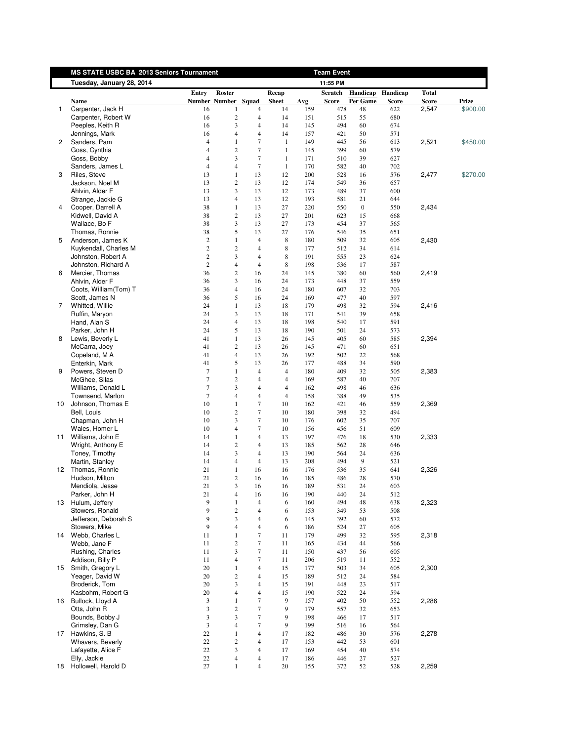**MS STATE USBC BA 2013 Seniors Tournament** — **Team Event**

**Tuesday, January 28, 2014** — **11:55 PM**

| | Name | Entry Number | Roster Number | Squad | Recap Sheet | Avg | Scratch Score | Handicap Per Game | Handicap Score | Total Score | Prize |
|---|---|---|---|---|---|---|---|---|---|---|---|
| 1 | Carpenter, Jack H | 16 | 1 | 4 | 14 | 159 | 478 | 48 | 622 | 2,547 | $900.00 |
| | Carpenter, Robert W | 16 | 2 | 4 | 14 | 151 | 515 | 55 | 680 | | |
| | Peeples, Keith R | 16 | 3 | 4 | 14 | 145 | 494 | 60 | 674 | | |
| | Jennings, Mark | 16 | 4 | 4 | 14 | 157 | 421 | 50 | 571 | | |
| 2 | Sanders, Pam | 4 | 1 | 7 | 1 | 149 | 445 | 56 | 613 | 2,521 | $450.00 |
| | Goss, Cynthia | 4 | 2 | 7 | 1 | 145 | 399 | 60 | 579 | | |
| | Goss, Bobby | 4 | 3 | 7 | 1 | 171 | 510 | 39 | 627 | | |
| | Sanders, James L | 4 | 4 | 7 | 1 | 170 | 582 | 40 | 702 | | |
| 3 | Riles, Steve | 13 | 1 | 13 | 12 | 200 | 528 | 16 | 576 | 2,477 | $270.00 |
| | Jackson, Noel M | 13 | 2 | 13 | 12 | 174 | 549 | 36 | 657 | | |
| | Ahlvin, Alder F | 13 | 3 | 13 | 12 | 173 | 489 | 37 | 600 | | |
| | Strange, Jackie G | 13 | 4 | 13 | 12 | 193 | 581 | 21 | 644 | | |
| 4 | Cooper, Darrell A | 38 | 1 | 13 | 27 | 220 | 550 | 0 | 550 | 2,434 | |
| | Kidwell, David A | 38 | 2 | 13 | 27 | 201 | 623 | 15 | 668 | | |
| | Wallace, Bo F | 38 | 3 | 13 | 27 | 173 | 454 | 37 | 565 | | |
| | Thomas, Ronnie | 38 | 5 | 13 | 27 | 176 | 546 | 35 | 651 | | |
| 5 | Anderson, James K | 2 | 1 | 4 | 8 | 180 | 509 | 32 | 605 | 2,430 | |
| | Kuykendall, Charles M | 2 | 2 | 4 | 8 | 177 | 512 | 34 | 614 | | |
| | Johnston, Robert A | 2 | 3 | 4 | 8 | 191 | 555 | 23 | 624 | | |
| | Johnston, Richard A | 2 | 4 | 4 | 8 | 198 | 536 | 17 | 587 | | |
| 6 | Mercier, Thomas | 36 | 2 | 16 | 24 | 145 | 380 | 60 | 560 | 2,419 | |
| | Ahlvin, Alder F | 36 | 3 | 16 | 24 | 173 | 448 | 37 | 559 | | |
| | Coots, William(Tom) T | 36 | 4 | 16 | 24 | 180 | 607 | 32 | 703 | | |
| | Scott, James N | 36 | 5 | 16 | 24 | 169 | 477 | 40 | 597 | | |
| 7 | Whitted, Willie | 24 | 1 | 13 | 18 | 179 | 498 | 32 | 594 | 2,416 | |
| | Ruffin, Maryon | 24 | 3 | 13 | 18 | 171 | 541 | 39 | 658 | | |
| | Hand, Alan S | 24 | 4 | 13 | 18 | 198 | 540 | 17 | 591 | | |
| | Parker, John H | 24 | 5 | 13 | 18 | 190 | 501 | 24 | 573 | | |
| 8 | Lewis, Beverly L | 41 | 1 | 13 | 26 | 145 | 405 | 60 | 585 | 2,394 | |
| | McCarra, Joey | 41 | 2 | 13 | 26 | 145 | 471 | 60 | 651 | | |
| | Copeland, M A | 41 | 4 | 13 | 26 | 192 | 502 | 22 | 568 | | |
| | Enterkin, Mark | 41 | 5 | 13 | 26 | 177 | 488 | 34 | 590 | | |
| 9 | Powers, Steven D | 7 | 1 | 4 | 4 | 180 | 409 | 32 | 505 | 2,383 | |
| | McGhee, Silas | 7 | 2 | 4 | 4 | 169 | 587 | 40 | 707 | | |
| | Williams, Donald L | 7 | 3 | 4 | 4 | 162 | 498 | 46 | 636 | | |
| | Townsend, Marlon | 7 | 4 | 4 | 4 | 158 | 388 | 49 | 535 | | |
| 10 | Johnson, Thomas E | 10 | 1 | 7 | 10 | 162 | 421 | 46 | 559 | 2,369 | |
| | Bell, Louis | 10 | 2 | 7 | 10 | 180 | 398 | 32 | 494 | | |
| | Chapman, John H | 10 | 3 | 7 | 10 | 176 | 602 | 35 | 707 | | |
| | Wales, Homer L | 10 | 4 | 7 | 10 | 156 | 456 | 51 | 609 | | |
| 11 | Williams, John E | 14 | 1 | 4 | 13 | 197 | 476 | 18 | 530 | 2,333 | |
| | Wright, Anthony E | 14 | 2 | 4 | 13 | 185 | 562 | 28 | 646 | | |
| | Toney, Timothy | 14 | 3 | 4 | 13 | 190 | 564 | 24 | 636 | | |
| | Martin, Stanley | 14 | 4 | 4 | 13 | 208 | 494 | 9 | 521 | | |
| 12 | Thomas, Ronnie | 21 | 1 | 16 | 16 | 176 | 536 | 35 | 641 | 2,326 | |
| | Hudson, Milton | 21 | 2 | 16 | 16 | 185 | 486 | 28 | 570 | | |
| | Mendiola, Jesse | 21 | 3 | 16 | 16 | 189 | 531 | 24 | 603 | | |
| | Parker, John H | 21 | 4 | 16 | 16 | 190 | 440 | 24 | 512 | | |
| 13 | Hulum, Jeffery | 9 | 1 | 4 | 6 | 160 | 494 | 48 | 638 | 2,323 | |
| | Stowers, Ronald | 9 | 2 | 4 | 6 | 153 | 349 | 53 | 508 | | |
| | Jefferson, Deborah S | 9 | 3 | 4 | 6 | 145 | 392 | 60 | 572 | | |
| | Stowers, Mike | 9 | 4 | 4 | 6 | 186 | 524 | 27 | 605 | | |
| 14 | Webb, Charles L | 11 | 1 | 7 | 11 | 179 | 499 | 32 | 595 | 2,318 | |
| | Webb, Jane F | 11 | 2 | 7 | 11 | 165 | 434 | 44 | 566 | | |
| | Rushing, Charles | 11 | 3 | 7 | 11 | 150 | 437 | 56 | 605 | | |
| | Addison, Billy P | 11 | 4 | 7 | 11 | 206 | 519 | 11 | 552 | | |
| 15 | Smith, Gregory L | 20 | 1 | 4 | 15 | 177 | 503 | 34 | 605 | 2,300 | |
| | Yeager, David W | 20 | 2 | 4 | 15 | 189 | 512 | 24 | 584 | | |
| | Broderick, Tom | 20 | 3 | 4 | 15 | 191 | 448 | 23 | 517 | | |
| | Kasbohm, Robert G | 20 | 4 | 4 | 15 | 190 | 522 | 24 | 594 | | |
| 16 | Bullock, Lloyd A | 3 | 1 | 7 | 9 | 157 | 402 | 50 | 552 | 2,286 | |
| | Otts, John R | 3 | 2 | 7 | 9 | 179 | 557 | 32 | 653 | | |
| | Bounds, Bobby J | 3 | 3 | 7 | 9 | 198 | 466 | 17 | 517 | | |
| | Grimsley, Dan G | 3 | 4 | 7 | 9 | 199 | 516 | 16 | 564 | | |
| 17 | Hawkins, S. B | 22 | 1 | 4 | 17 | 182 | 486 | 30 | 576 | 2,278 | |
| | Whavers, Beverly | 22 | 2 | 4 | 17 | 153 | 442 | 53 | 601 | | |
| | Lafayette, Alice F | 22 | 3 | 4 | 17 | 169 | 454 | 40 | 574 | | |
| | Elly, Jackie | 22 | 4 | 4 | 17 | 186 | 446 | 27 | 527 | | |
| 18 | Hollowell, Harold D | 27 | 1 | 4 | 20 | 155 | 372 | 52 | 528 | 2,259 | |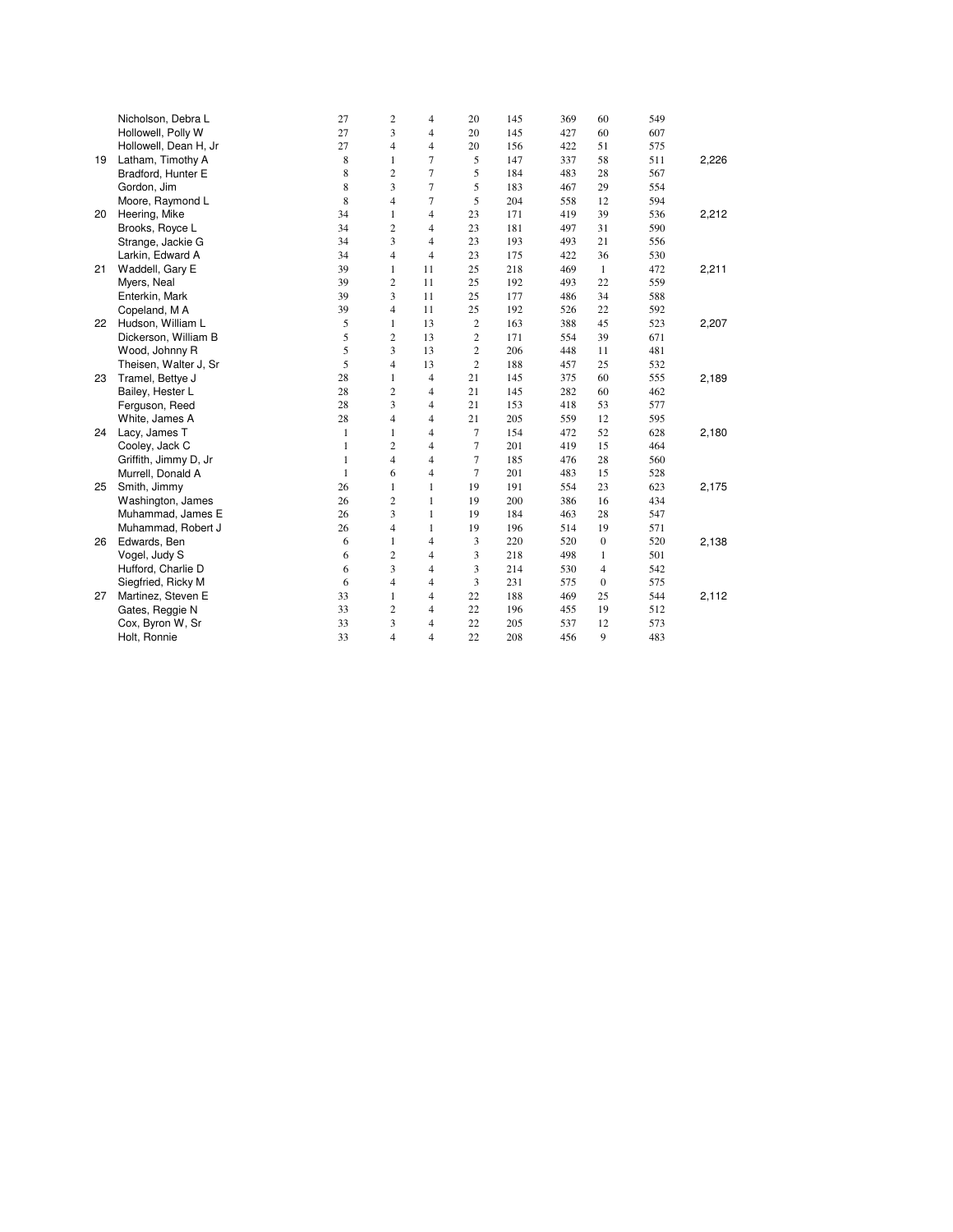| | | | | | | | | | | |
|---|---|---|---|---|---|---|---|---|---|---|
| | Nicholson, Debra L | 27 | 2 | 4 | 20 | 145 | 369 | 60 | 549 | |
| | Hollowell, Polly W | 27 | 3 | 4 | 20 | 145 | 427 | 60 | 607 | |
| | Hollowell, Dean H, Jr | 27 | 4 | 4 | 20 | 156 | 422 | 51 | 575 | |
| 19 | Latham, Timothy A | 8 | 1 | 7 | 5 | 147 | 337 | 58 | 511 | 2,226 |
| | Bradford, Hunter E | 8 | 2 | 7 | 5 | 184 | 483 | 28 | 567 | |
| | Gordon, Jim | 8 | 3 | 7 | 5 | 183 | 467 | 29 | 554 | |
| | Moore, Raymond L | 8 | 4 | 7 | 5 | 204 | 558 | 12 | 594 | |
| 20 | Heering, Mike | 34 | 1 | 4 | 23 | 171 | 419 | 39 | 536 | 2,212 |
| | Brooks, Royce L | 34 | 2 | 4 | 23 | 181 | 497 | 31 | 590 | |
| | Strange, Jackie G | 34 | 3 | 4 | 23 | 193 | 493 | 21 | 556 | |
| | Larkin, Edward A | 34 | 4 | 4 | 23 | 175 | 422 | 36 | 530 | |
| 21 | Waddell, Gary E | 39 | 1 | 11 | 25 | 218 | 469 | 1 | 472 | 2,211 |
| | Myers, Neal | 39 | 2 | 11 | 25 | 192 | 493 | 22 | 559 | |
| | Enterkin, Mark | 39 | 3 | 11 | 25 | 177 | 486 | 34 | 588 | |
| | Copeland, M A | 39 | 4 | 11 | 25 | 192 | 526 | 22 | 592 | |
| 22 | Hudson, William L | 5 | 1 | 13 | 2 | 163 | 388 | 45 | 523 | 2,207 |
| | Dickerson, William B | 5 | 2 | 13 | 2 | 171 | 554 | 39 | 671 | |
| | Wood, Johnny R | 5 | 3 | 13 | 2 | 206 | 448 | 11 | 481 | |
| | Theisen, Walter J, Sr | 5 | 4 | 13 | 2 | 188 | 457 | 25 | 532 | |
| 23 | Tramel, Bettye J | 28 | 1 | 4 | 21 | 145 | 375 | 60 | 555 | 2,189 |
| | Bailey, Hester L | 28 | 2 | 4 | 21 | 145 | 282 | 60 | 462 | |
| | Ferguson, Reed | 28 | 3 | 4 | 21 | 153 | 418 | 53 | 577 | |
| | White, James A | 28 | 4 | 4 | 21 | 205 | 559 | 12 | 595 | |
| 24 | Lacy, James T | 1 | 1 | 4 | 7 | 154 | 472 | 52 | 628 | 2,180 |
| | Cooley, Jack C | 1 | 2 | 4 | 7 | 201 | 419 | 15 | 464 | |
| | Griffith, Jimmy D, Jr | 1 | 4 | 4 | 7 | 185 | 476 | 28 | 560 | |
| | Murrell, Donald A | 1 | 6 | 4 | 7 | 201 | 483 | 15 | 528 | |
| 25 | Smith, Jimmy | 26 | 1 | 1 | 19 | 191 | 554 | 23 | 623 | 2,175 |
| | Washington, James | 26 | 2 | 1 | 19 | 200 | 386 | 16 | 434 | |
| | Muhammad, James E | 26 | 3 | 1 | 19 | 184 | 463 | 28 | 547 | |
| | Muhammad, Robert J | 26 | 4 | 1 | 19 | 196 | 514 | 19 | 571 | |
| 26 | Edwards, Ben | 6 | 1 | 4 | 3 | 220 | 520 | 0 | 520 | 2,138 |
| | Vogel, Judy S | 6 | 2 | 4 | 3 | 218 | 498 | 1 | 501 | |
| | Hufford, Charlie D | 6 | 3 | 4 | 3 | 214 | 530 | 4 | 542 | |
| | Siegfried, Ricky M | 6 | 4 | 4 | 3 | 231 | 575 | 0 | 575 | |
| 27 | Martinez, Steven E | 33 | 1 | 4 | 22 | 188 | 469 | 25 | 544 | 2,112 |
| | Gates, Reggie N | 33 | 2 | 4 | 22 | 196 | 455 | 19 | 512 | |
| | Cox, Byron W, Sr | 33 | 3 | 4 | 22 | 205 | 537 | 12 | 573 | |
| | Holt, Ronnie | 33 | 4 | 4 | 22 | 208 | 456 | 9 | 483 | |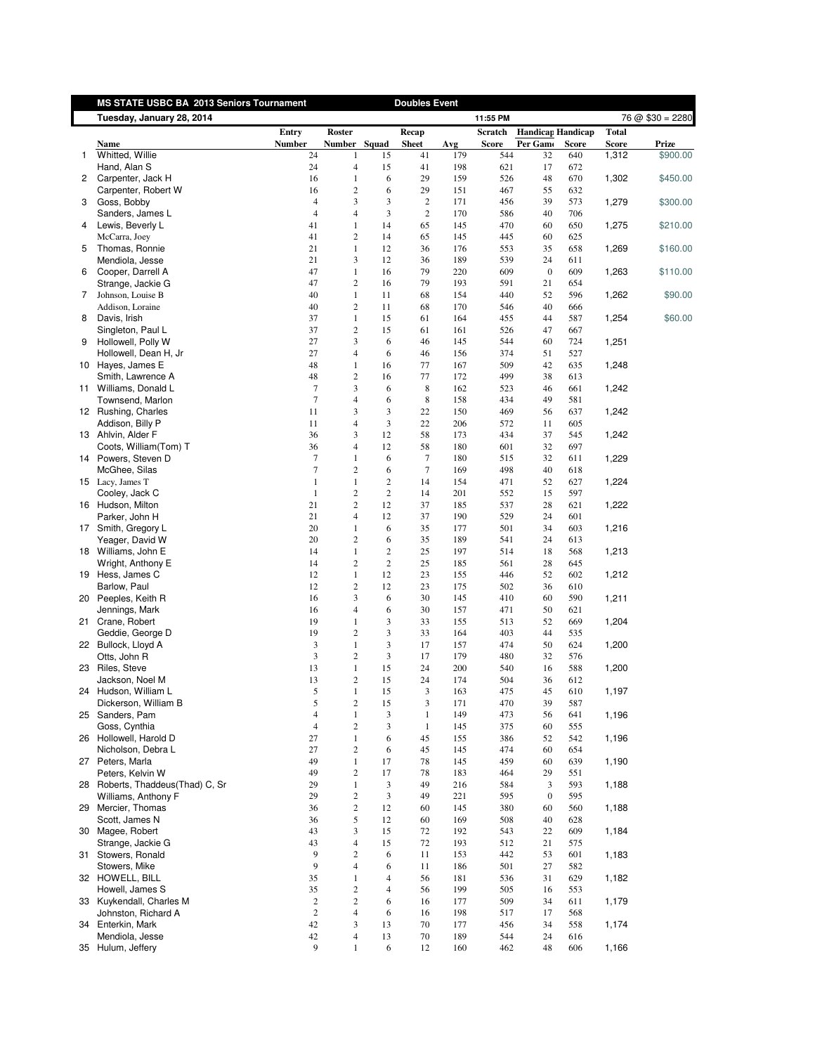**MS STATE USBC BA 2013 Seniors Tournament** — **Doubles Event**

**Tuesday, January 28, 2014** — 11:55 PM — 76 @ $30 = 2280

| | Name | Entry Number | Roster Number | Squad | Recap Sheet | Avg | Scratch Score | Handicap Per Game | Handicap Score | Total Score | Prize |
|---|---|---|---|---|---|---|---|---|---|---|---|
| 1 | Whitted, Willie | 24 | 1 | 15 | 41 | 179 | 544 | 32 | 640 | 1,312 | $900.00 |
| | Hand, Alan S | 24 | 4 | 15 | 41 | 198 | 621 | 17 | 672 | | |
| 2 | Carpenter, Jack H | 16 | 1 | 6 | 29 | 159 | 526 | 48 | 670 | 1,302 | $450.00 |
| | Carpenter, Robert W | 16 | 2 | 6 | 29 | 151 | 467 | 55 | 632 | | |
| 3 | Goss, Bobby | 4 | 3 | 3 | 2 | 171 | 456 | 39 | 573 | 1,279 | $300.00 |
| | Sanders, James L | 4 | 4 | 3 | 2 | 170 | 586 | 40 | 706 | | |
| 4 | Lewis, Beverly L | 41 | 1 | 14 | 65 | 145 | 470 | 60 | 650 | 1,275 | $210.00 |
| | McCarra, Joey | 41 | 2 | 14 | 65 | 145 | 445 | 60 | 625 | | |
| 5 | Thomas, Ronnie | 21 | 1 | 12 | 36 | 176 | 553 | 35 | 658 | 1,269 | $160.00 |
| | Mendiola, Jesse | 21 | 3 | 12 | 36 | 189 | 539 | 24 | 611 | | |
| 6 | Cooper, Darrell A | 47 | 1 | 16 | 79 | 220 | 609 | 0 | 609 | 1,263 | $110.00 |
| | Strange, Jackie G | 47 | 2 | 16 | 79 | 193 | 591 | 21 | 654 | | |
| 7 | Johnson, Louise B | 40 | 1 | 11 | 68 | 154 | 440 | 52 | 596 | 1,262 | $90.00 |
| | Addison, Loraine | 40 | 2 | 11 | 68 | 170 | 546 | 40 | 666 | | |
| 8 | Davis, Irish | 37 | 1 | 15 | 61 | 164 | 455 | 44 | 587 | 1,254 | $60.00 |
| | Singleton, Paul L | 37 | 2 | 15 | 61 | 161 | 526 | 47 | 667 | | |
| 9 | Hollowell, Polly W | 27 | 3 | 6 | 46 | 145 | 544 | 60 | 724 | 1,251 | |
| | Hollowell, Dean H, Jr | 27 | 4 | 6 | 46 | 156 | 374 | 51 | 527 | | |
| 10 | Hayes, James E | 48 | 1 | 16 | 77 | 167 | 509 | 42 | 635 | 1,248 | |
| | Smith, Lawrence A | 48 | 2 | 16 | 77 | 172 | 499 | 38 | 613 | | |
| 11 | Williams, Donald L | 7 | 3 | 6 | 8 | 162 | 523 | 46 | 661 | 1,242 | |
| | Townsend, Marlon | 7 | 4 | 6 | 8 | 158 | 434 | 49 | 581 | | |
| 12 | Rushing, Charles | 11 | 3 | 3 | 22 | 150 | 469 | 56 | 637 | 1,242 | |
| | Addison, Billy P | 11 | 4 | 3 | 22 | 206 | 572 | 11 | 605 | | |
| 13 | Ahlvin, Alder F | 36 | 3 | 12 | 58 | 173 | 434 | 37 | 545 | 1,242 | |
| | Coots, William(Tom) T | 36 | 4 | 12 | 58 | 180 | 601 | 32 | 697 | | |
| 14 | Powers, Steven D | 7 | 1 | 6 | 7 | 180 | 515 | 32 | 611 | 1,229 | |
| | McGhee, Silas | 7 | 2 | 6 | 7 | 169 | 498 | 40 | 618 | | |
| 15 | Lacy, James T | 1 | 1 | 2 | 14 | 154 | 471 | 52 | 627 | 1,224 | |
| | Cooley, Jack C | 1 | 2 | 2 | 14 | 201 | 552 | 15 | 597 | | |
| 16 | Hudson, Milton | 21 | 2 | 12 | 37 | 185 | 537 | 28 | 621 | 1,222 | |
| | Parker, John H | 21 | 4 | 12 | 37 | 190 | 529 | 24 | 601 | | |
| 17 | Smith, Gregory L | 20 | 1 | 6 | 35 | 177 | 501 | 34 | 603 | 1,216 | |
| | Yeager, David W | 20 | 2 | 6 | 35 | 189 | 541 | 24 | 613 | | |
| 18 | Williams, John E | 14 | 1 | 2 | 25 | 197 | 514 | 18 | 568 | 1,213 | |
| | Wright, Anthony E | 14 | 2 | 2 | 25 | 185 | 561 | 28 | 645 | | |
| 19 | Hess, James C | 12 | 1 | 12 | 23 | 155 | 446 | 52 | 602 | 1,212 | |
| | Barlow, Paul | 12 | 2 | 12 | 23 | 175 | 502 | 36 | 610 | | |
| 20 | Peeples, Keith R | 16 | 3 | 6 | 30 | 145 | 410 | 60 | 590 | 1,211 | |
| | Jennings, Mark | 16 | 4 | 6 | 30 | 157 | 471 | 50 | 621 | | |
| 21 | Crane, Robert | 19 | 1 | 3 | 33 | 155 | 513 | 52 | 669 | 1,204 | |
| | Geddie, George D | 19 | 2 | 3 | 33 | 164 | 403 | 44 | 535 | | |
| 22 | Bullock, Lloyd A | 3 | 1 | 3 | 17 | 157 | 474 | 50 | 624 | 1,200 | |
| | Otts, John R | 3 | 2 | 3 | 17 | 179 | 480 | 32 | 576 | | |
| 23 | Riles, Steve | 13 | 1 | 15 | 24 | 200 | 540 | 16 | 588 | 1,200 | |
| | Jackson, Noel M | 13 | 2 | 15 | 24 | 174 | 504 | 36 | 612 | | |
| 24 | Hudson, William L | 5 | 1 | 15 | 3 | 163 | 475 | 45 | 610 | 1,197 | |
| | Dickerson, William B | 5 | 2 | 15 | 3 | 171 | 470 | 39 | 587 | | |
| 25 | Sanders, Pam | 4 | 1 | 3 | 1 | 149 | 473 | 56 | 641 | 1,196 | |
| | Goss, Cynthia | 4 | 2 | 3 | 1 | 145 | 375 | 60 | 555 | | |
| 26 | Hollowell, Harold D | 27 | 1 | 6 | 45 | 155 | 386 | 52 | 542 | 1,196 | |
| | Nicholson, Debra L | 27 | 2 | 6 | 45 | 145 | 474 | 60 | 654 | | |
| 27 | Peters, Marla | 49 | 1 | 17 | 78 | 145 | 459 | 60 | 639 | 1,190 | |
| | Peters, Kelvin W | 49 | 2 | 17 | 78 | 183 | 464 | 29 | 551 | | |
| 28 | Roberts, Thaddeus(Thad) C, Sr | 29 | 1 | 3 | 49 | 216 | 584 | 3 | 593 | 1,188 | |
| | Williams, Anthony F | 29 | 2 | 3 | 49 | 221 | 595 | 0 | 595 | | |
| 29 | Mercier, Thomas | 36 | 2 | 12 | 60 | 145 | 380 | 60 | 560 | 1,188 | |
| | Scott, James N | 36 | 5 | 12 | 60 | 169 | 508 | 40 | 628 | | |
| 30 | Magee, Robert | 43 | 3 | 15 | 72 | 192 | 543 | 22 | 609 | 1,184 | |
| | Strange, Jackie G | 43 | 4 | 15 | 72 | 193 | 512 | 21 | 575 | | |
| 31 | Stowers, Ronald | 9 | 2 | 6 | 11 | 153 | 442 | 53 | 601 | 1,183 | |
| | Stowers, Mike | 9 | 4 | 6 | 11 | 186 | 501 | 27 | 582 | | |
| 32 | HOWELL, BILL | 35 | 1 | 4 | 56 | 181 | 536 | 31 | 629 | 1,182 | |
| | Howell, James S | 35 | 2 | 4 | 56 | 199 | 505 | 16 | 553 | | |
| 33 | Kuykendall, Charles M | 2 | 2 | 6 | 16 | 177 | 509 | 34 | 611 | 1,179 | |
| | Johnston, Richard A | 2 | 4 | 6 | 16 | 198 | 517 | 17 | 568 | | |
| 34 | Enterkin, Mark | 42 | 3 | 13 | 70 | 177 | 456 | 34 | 558 | 1,174 | |
| | Mendiola, Jesse | 42 | 4 | 13 | 70 | 189 | 544 | 24 | 616 | | |
| 35 | Hulum, Jeffery | 9 | 1 | 6 | 12 | 160 | 462 | 48 | 606 | 1,166 | |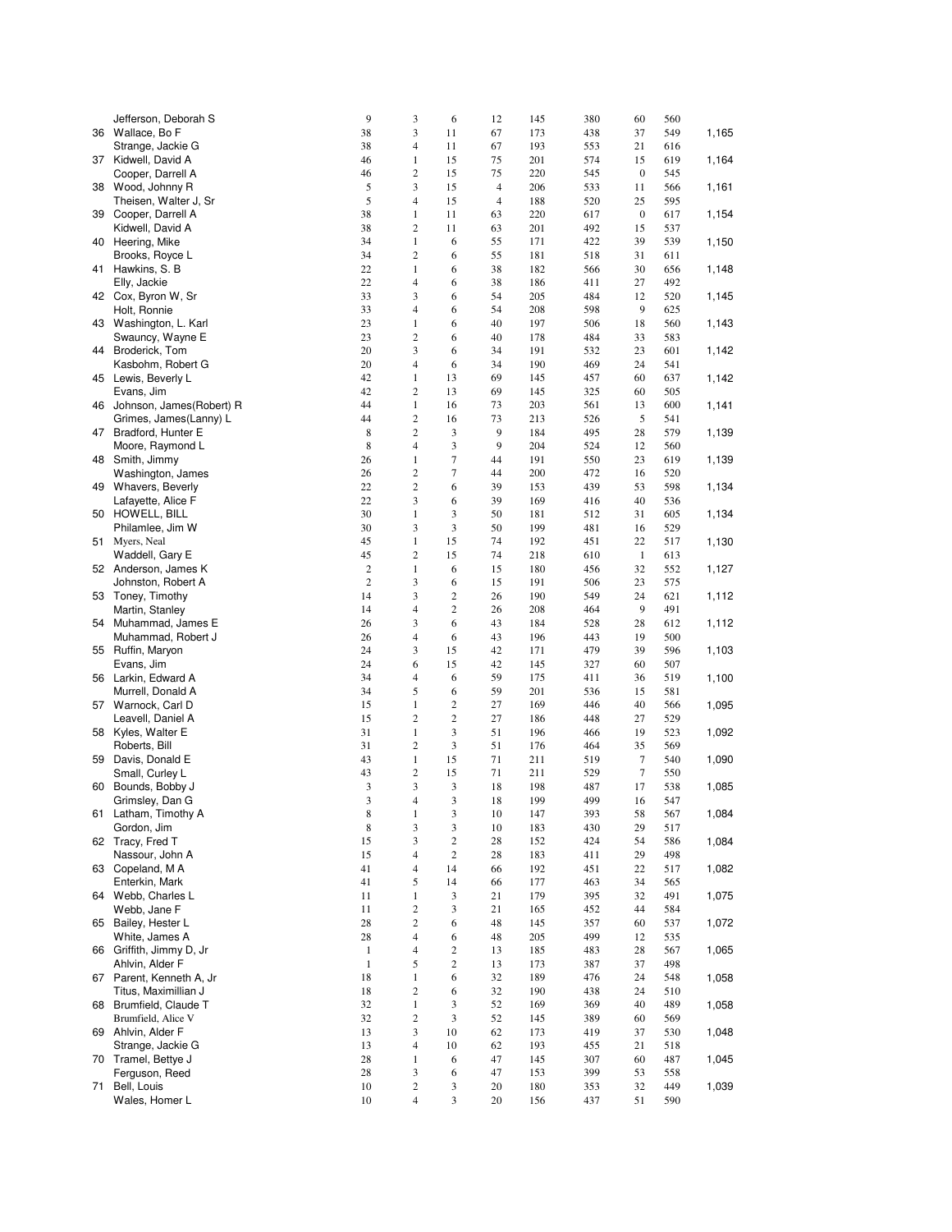| | | | | | | | | | | |
|---|---|---|---|---|---|---|---|---|---|---|
| | Jefferson, Deborah S | 9 | 3 | 6 | 12 | 145 | 380 | 60 | 560 | |
| 36 | Wallace, Bo F | 38 | 3 | 11 | 67 | 173 | 438 | 37 | 549 | 1,165 |
| | Strange, Jackie G | 38 | 4 | 11 | 67 | 193 | 553 | 21 | 616 | |
| 37 | Kidwell, David A | 46 | 1 | 15 | 75 | 201 | 574 | 15 | 619 | 1,164 |
| | Cooper, Darrell A | 46 | 2 | 15 | 75 | 220 | 545 | 0 | 545 | |
| 38 | Wood, Johnny R | 5 | 3 | 15 | 4 | 206 | 533 | 11 | 566 | 1,161 |
| | Theisen, Walter J, Sr | 5 | 4 | 15 | 4 | 188 | 520 | 25 | 595 | |
| 39 | Cooper, Darrell A | 38 | 1 | 11 | 63 | 220 | 617 | 0 | 617 | 1,154 |
| | Kidwell, David A | 38 | 2 | 11 | 63 | 201 | 492 | 15 | 537 | |
| 40 | Heering, Mike | 34 | 1 | 6 | 55 | 171 | 422 | 39 | 539 | 1,150 |
| | Brooks, Royce L | 34 | 2 | 6 | 55 | 181 | 518 | 31 | 611 | |
| 41 | Hawkins, S. B | 22 | 1 | 6 | 38 | 182 | 566 | 30 | 656 | 1,148 |
| | Elly, Jackie | 22 | 4 | 6 | 38 | 186 | 411 | 27 | 492 | |
| 42 | Cox, Byron W, Sr | 33 | 3 | 6 | 54 | 205 | 484 | 12 | 520 | 1,145 |
| | Holt, Ronnie | 33 | 4 | 6 | 54 | 208 | 598 | 9 | 625 | |
| 43 | Washington, L. Karl | 23 | 1 | 6 | 40 | 197 | 506 | 18 | 560 | 1,143 |
| | Swauncy, Wayne E | 23 | 2 | 6 | 40 | 178 | 484 | 33 | 583 | |
| 44 | Broderick, Tom | 20 | 3 | 6 | 34 | 191 | 532 | 23 | 601 | 1,142 |
| | Kasbohm, Robert G | 20 | 4 | 6 | 34 | 190 | 469 | 24 | 541 | |
| 45 | Lewis, Beverly L | 42 | 1 | 13 | 69 | 145 | 457 | 60 | 637 | 1,142 |
| | Evans, Jim | 42 | 2 | 13 | 69 | 145 | 325 | 60 | 505 | |
| 46 | Johnson, James(Robert) R | 44 | 1 | 16 | 73 | 203 | 561 | 13 | 600 | 1,141 |
| | Grimes, James(Lanny) L | 44 | 2 | 16 | 73 | 213 | 526 | 5 | 541 | |
| 47 | Bradford, Hunter E | 8 | 2 | 3 | 9 | 184 | 495 | 28 | 579 | 1,139 |
| | Moore, Raymond L | 8 | 4 | 3 | 9 | 204 | 524 | 12 | 560 | |
| 48 | Smith, Jimmy | 26 | 1 | 7 | 44 | 191 | 550 | 23 | 619 | 1,139 |
| | Washington, James | 26 | 2 | 7 | 44 | 200 | 472 | 16 | 520 | |
| 49 | Whavers, Beverly | 22 | 2 | 6 | 39 | 153 | 439 | 53 | 598 | 1,134 |
| | Lafayette, Alice F | 22 | 3 | 6 | 39 | 169 | 416 | 40 | 536 | |
| 50 | HOWELL, BILL | 30 | 1 | 3 | 50 | 181 | 512 | 31 | 605 | 1,134 |
| | Philamlee, Jim W | 30 | 3 | 3 | 50 | 199 | 481 | 16 | 529 | |
| 51 | Myers, Neal | 45 | 1 | 15 | 74 | 192 | 451 | 22 | 517 | 1,130 |
| | Waddell, Gary E | 45 | 2 | 15 | 74 | 218 | 610 | 1 | 613 | |
| 52 | Anderson, James K | 2 | 1 | 6 | 15 | 180 | 456 | 32 | 552 | 1,127 |
| | Johnston, Robert A | 2 | 3 | 6 | 15 | 191 | 506 | 23 | 575 | |
| 53 | Toney, Timothy | 14 | 3 | 2 | 26 | 190 | 549 | 24 | 621 | 1,112 |
| | Martin, Stanley | 14 | 4 | 2 | 26 | 208 | 464 | 9 | 491 | |
| 54 | Muhammad, James E | 26 | 3 | 6 | 43 | 184 | 528 | 28 | 612 | 1,112 |
| | Muhammad, Robert J | 26 | 4 | 6 | 43 | 196 | 443 | 19 | 500 | |
| 55 | Ruffin, Maryon | 24 | 3 | 15 | 42 | 171 | 479 | 39 | 596 | 1,103 |
| | Evans, Jim | 24 | 6 | 15 | 42 | 145 | 327 | 60 | 507 | |
| 56 | Larkin, Edward A | 34 | 4 | 6 | 59 | 175 | 411 | 36 | 519 | 1,100 |
| | Murrell, Donald A | 34 | 5 | 6 | 59 | 201 | 536 | 15 | 581 | |
| 57 | Warnock, Carl D | 15 | 1 | 2 | 27 | 169 | 446 | 40 | 566 | 1,095 |
| | Leavell, Daniel A | 15 | 2 | 2 | 27 | 186 | 448 | 27 | 529 | |
| 58 | Kyles, Walter E | 31 | 1 | 3 | 51 | 196 | 466 | 19 | 523 | 1,092 |
| | Roberts, Bill | 31 | 2 | 3 | 51 | 176 | 464 | 35 | 569 | |
| 59 | Davis, Donald E | 43 | 1 | 15 | 71 | 211 | 519 | 7 | 540 | 1,090 |
| | Small, Curley L | 43 | 2 | 15 | 71 | 211 | 529 | 7 | 550 | |
| 60 | Bounds, Bobby J | 3 | 3 | 3 | 18 | 198 | 487 | 17 | 538 | 1,085 |
| | Grimsley, Dan G | 3 | 4 | 3 | 18 | 199 | 499 | 16 | 547 | |
| 61 | Latham, Timothy A | 8 | 1 | 3 | 10 | 147 | 393 | 58 | 567 | 1,084 |
| | Gordon, Jim | 8 | 3 | 3 | 10 | 183 | 430 | 29 | 517 | |
| 62 | Tracy, Fred T | 15 | 3 | 2 | 28 | 152 | 424 | 54 | 586 | 1,084 |
| | Nassour, John A | 15 | 4 | 2 | 28 | 183 | 411 | 29 | 498 | |
| 63 | Copeland, M A | 41 | 4 | 14 | 66 | 192 | 451 | 22 | 517 | 1,082 |
| | Enterkin, Mark | 41 | 5 | 14 | 66 | 177 | 463 | 34 | 565 | |
| 64 | Webb, Charles L | 11 | 1 | 3 | 21 | 179 | 395 | 32 | 491 | 1,075 |
| | Webb, Jane F | 11 | 2 | 3 | 21 | 165 | 452 | 44 | 584 | |
| 65 | Bailey, Hester L | 28 | 2 | 6 | 48 | 145 | 357 | 60 | 537 | 1,072 |
| | White, James A | 28 | 4 | 6 | 48 | 205 | 499 | 12 | 535 | |
| 66 | Griffith, Jimmy D, Jr | 1 | 4 | 2 | 13 | 185 | 483 | 28 | 567 | 1,065 |
| | Ahlvin, Alder F | 1 | 5 | 2 | 13 | 173 | 387 | 37 | 498 | |
| 67 | Parent, Kenneth A, Jr | 18 | 1 | 6 | 32 | 189 | 476 | 24 | 548 | 1,058 |
| | Titus, Maximillian J | 18 | 2 | 6 | 32 | 190 | 438 | 24 | 510 | |
| 68 | Brumfield, Claude T | 32 | 1 | 3 | 52 | 169 | 369 | 40 | 489 | 1,058 |
| | Brumfield, Alice V | 32 | 2 | 3 | 52 | 145 | 389 | 60 | 569 | |
| 69 | Ahlvin, Alder F | 13 | 3 | 10 | 62 | 173 | 419 | 37 | 530 | 1,048 |
| | Strange, Jackie G | 13 | 4 | 10 | 62 | 193 | 455 | 21 | 518 | |
| 70 | Tramel, Bettye J | 28 | 1 | 6 | 47 | 145 | 307 | 60 | 487 | 1,045 |
| | Ferguson, Reed | 28 | 3 | 6 | 47 | 153 | 399 | 53 | 558 | |
| 71 | Bell, Louis | 10 | 2 | 3 | 20 | 180 | 353 | 32 | 449 | 1,039 |
| | Wales, Homer L | 10 | 4 | 3 | 20 | 156 | 437 | 51 | 590 | |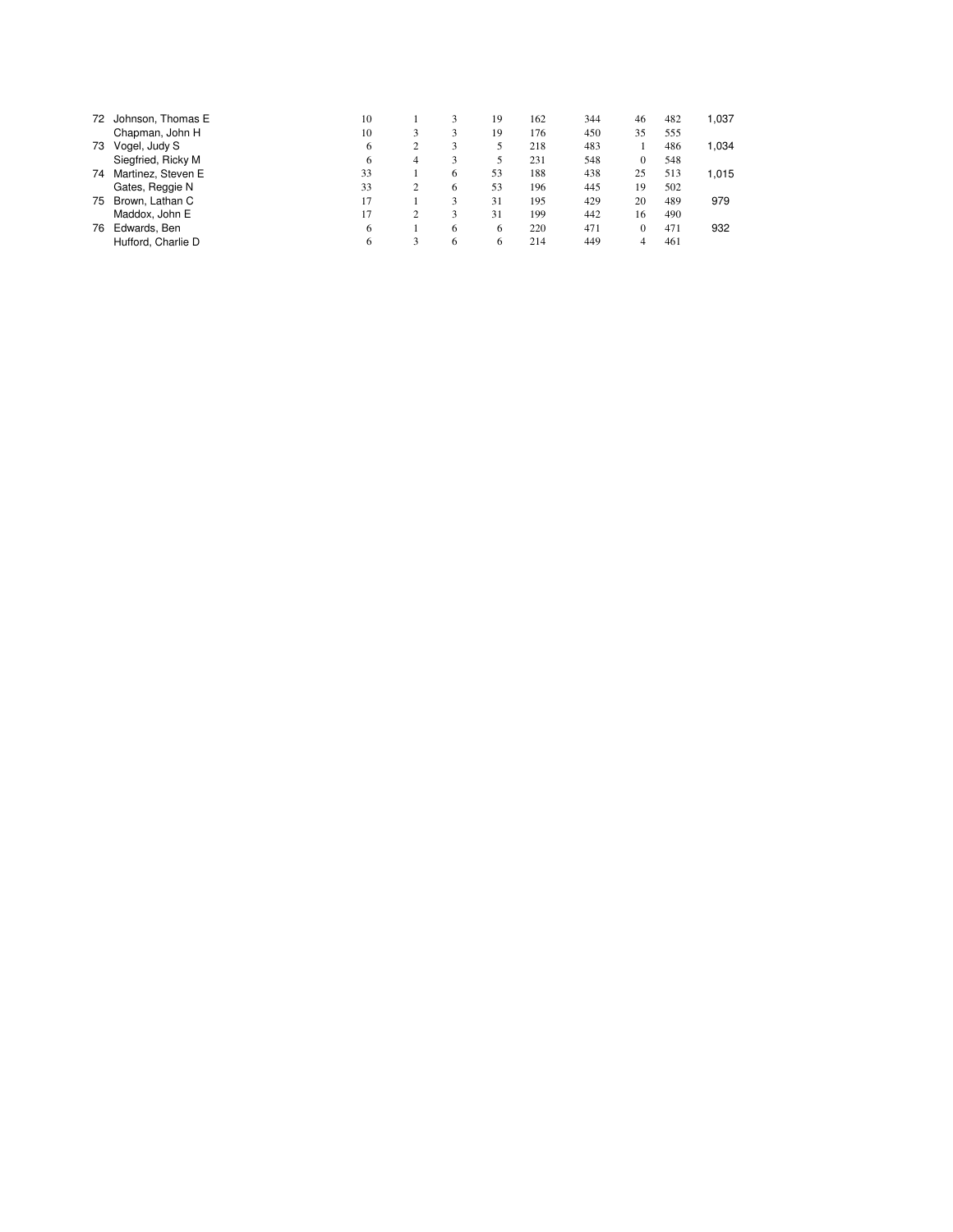| | | | | | | | | | | |
|---|---|---|---|---|---|---|---|---|---|---|
| 72 | Johnson, Thomas E | 10 | 1 | 3 | 19 | 162 | 344 | 46 | 482 | 1,037 |
| | Chapman, John H | 10 | 3 | 3 | 19 | 176 | 450 | 35 | 555 | |
| 73 | Vogel, Judy S | 6 | 2 | 3 | 5 | 218 | 483 | 1 | 486 | 1,034 |
| | Siegfried, Ricky M | 6 | 4 | 3 | 5 | 231 | 548 | 0 | 548 | |
| 74 | Martinez, Steven E | 33 | 1 | 6 | 53 | 188 | 438 | 25 | 513 | 1,015 |
| | Gates, Reggie N | 33 | 2 | 6 | 53 | 196 | 445 | 19 | 502 | |
| 75 | Brown, Lathan C | 17 | 1 | 3 | 31 | 195 | 429 | 20 | 489 | 979 |
| | Maddox, John E | 17 | 2 | 3 | 31 | 199 | 442 | 16 | 490 | |
| 76 | Edwards, Ben | 6 | 1 | 6 | 6 | 220 | 471 | 0 | 471 | 932 |
| | Hufford, Charlie D | 6 | 3 | 6 | 6 | 214 | 449 | 4 | 461 | |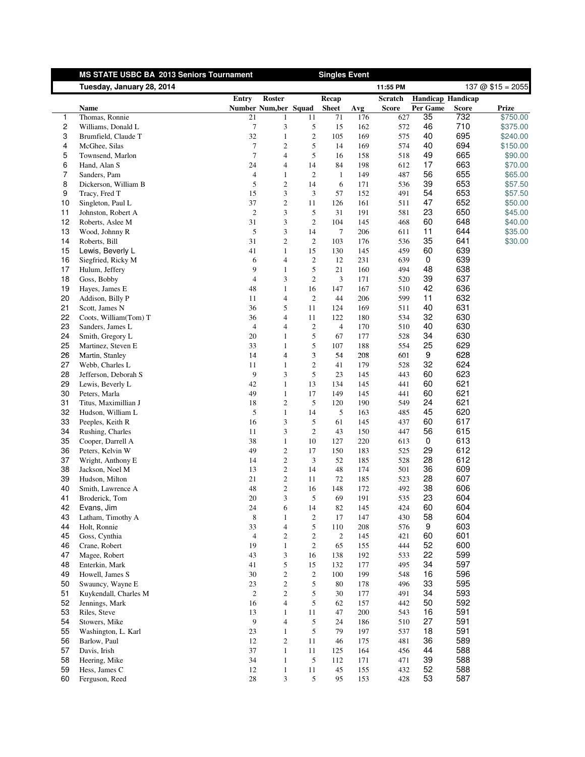| | MS STATE USBC BA 2013 Seniors Tournament | | | | Singles Event | | | | | |
|---|---|---|---|---|---|---|---|---|---|---|
| | Tuesday, January 28, 2014 | | | | | | 11:55 PM | | | 137 @ $15 = 2055 |
| | Name | Entry Number | Roster Num,ber | Squad | Recap Sheet | Avg | Scratch Score | Handicap Per Game | Handicap Score | Prize |
| 1 | Thomas, Ronnie | 21 | 1 | 11 | 71 | 176 | 627 | 35 | 732 | $750.00 |
| 2 | Williams, Donald L | 7 | 3 | 5 | 15 | 162 | 572 | 46 | 710 | $375.00 |
| 3 | Brumfield, Claude T | 32 | 1 | 2 | 105 | 169 | 575 | 40 | 695 | $240.00 |
| 4 | McGhee, Silas | 7 | 2 | 5 | 14 | 169 | 574 | 40 | 694 | $150.00 |
| 5 | Townsend, Marlon | 7 | 4 | 5 | 16 | 158 | 518 | 49 | 665 | $90.00 |
| 6 | Hand, Alan S | 24 | 4 | 14 | 84 | 198 | 612 | 17 | 663 | $70.00 |
| 7 | Sanders, Pam | 4 | 1 | 2 | 1 | 149 | 487 | 56 | 655 | $65.00 |
| 8 | Dickerson, William B | 5 | 2 | 14 | 6 | 171 | 536 | 39 | 653 | $57.50 |
| 9 | Tracy, Fred T | 15 | 3 | 3 | 57 | 152 | 491 | 54 | 653 | $57.50 |
| 10 | Singleton, Paul L | 37 | 2 | 11 | 126 | 161 | 511 | 47 | 652 | $50.00 |
| 11 | Johnston, Robert A | 2 | 3 | 5 | 31 | 191 | 581 | 23 | 650 | $45.00 |
| 12 | Roberts, Aslee M | 31 | 3 | 2 | 104 | 145 | 468 | 60 | 648 | $40.00 |
| 13 | Wood, Johnny R | 5 | 3 | 14 | 7 | 206 | 611 | 11 | 644 | $35.00 |
| 14 | Roberts, Bill | 31 | 2 | 2 | 103 | 176 | 536 | 35 | 641 | $30.00 |
| 15 | Lewis, Beverly L | 41 | 1 | 15 | 130 | 145 | 459 | 60 | 639 | |
| 16 | Siegfried, Ricky M | 6 | 4 | 2 | 12 | 231 | 639 | 0 | 639 | |
| 17 | Hulum, Jeffery | 9 | 1 | 5 | 21 | 160 | 494 | 48 | 638 | |
| 18 | Goss, Bobby | 4 | 3 | 2 | 3 | 171 | 520 | 39 | 637 | |
| 19 | Hayes, James E | 48 | 1 | 16 | 147 | 167 | 510 | 42 | 636 | |
| 20 | Addison, Billy P | 11 | 4 | 2 | 44 | 206 | 599 | 11 | 632 | |
| 21 | Scott, James N | 36 | 5 | 11 | 124 | 169 | 511 | 40 | 631 | |
| 22 | Coots, William(Tom) T | 36 | 4 | 11 | 122 | 180 | 534 | 32 | 630 | |
| 23 | Sanders, James L | 4 | 4 | 2 | 4 | 170 | 510 | 40 | 630 | |
| 24 | Smith, Gregory L | 20 | 1 | 5 | 67 | 177 | 528 | 34 | 630 | |
| 25 | Martinez, Steven E | 33 | 1 | 5 | 107 | 188 | 554 | 25 | 629 | |
| 26 | Martin, Stanley | 14 | 4 | 3 | 54 | 208 | 601 | 9 | 628 | |
| 27 | Webb, Charles L | 11 | 1 | 2 | 41 | 179 | 528 | 32 | 624 | |
| 28 | Jefferson, Deborah S | 9 | 3 | 5 | 23 | 145 | 443 | 60 | 623 | |
| 29 | Lewis, Beverly L | 42 | 1 | 13 | 134 | 145 | 441 | 60 | 621 | |
| 30 | Peters, Marla | 49 | 1 | 17 | 149 | 145 | 441 | 60 | 621 | |
| 31 | Titus, Maximillian J | 18 | 2 | 5 | 120 | 190 | 549 | 24 | 621 | |
| 32 | Hudson, William L | 5 | 1 | 14 | 5 | 163 | 485 | 45 | 620 | |
| 33 | Peeples, Keith R | 16 | 3 | 5 | 61 | 145 | 437 | 60 | 617 | |
| 34 | Rushing, Charles | 11 | 3 | 2 | 43 | 150 | 447 | 56 | 615 | |
| 35 | Cooper, Darrell A | 38 | 1 | 10 | 127 | 220 | 613 | 0 | 613 | |
| 36 | Peters, Kelvin W | 49 | 2 | 17 | 150 | 183 | 525 | 29 | 612 | |
| 37 | Wright, Anthony E | 14 | 2 | 3 | 52 | 185 | 528 | 28 | 612 | |
| 38 | Jackson, Noel M | 13 | 2 | 14 | 48 | 174 | 501 | 36 | 609 | |
| 39 | Hudson, Milton | 21 | 2 | 11 | 72 | 185 | 523 | 28 | 607 | |
| 40 | Smith, Lawrence A | 48 | 2 | 16 | 148 | 172 | 492 | 38 | 606 | |
| 41 | Broderick, Tom | 20 | 3 | 5 | 69 | 191 | 535 | 23 | 604 | |
| 42 | Evans, Jim | 24 | 6 | 14 | 82 | 145 | 424 | 60 | 604 | |
| 43 | Latham, Timothy A | 8 | 1 | 2 | 17 | 147 | 430 | 58 | 604 | |
| 44 | Holt, Ronnie | 33 | 4 | 5 | 110 | 208 | 576 | 9 | 603 | |
| 45 | Goss, Cynthia | 4 | 2 | 2 | 2 | 145 | 421 | 60 | 601 | |
| 46 | Crane, Robert | 19 | 1 | 2 | 65 | 155 | 444 | 52 | 600 | |
| 47 | Magee, Robert | 43 | 3 | 16 | 138 | 192 | 533 | 22 | 599 | |
| 48 | Enterkin, Mark | 41 | 5 | 15 | 132 | 177 | 495 | 34 | 597 | |
| 49 | Howell, James S | 30 | 2 | 2 | 100 | 199 | 548 | 16 | 596 | |
| 50 | Swauncy, Wayne E | 23 | 2 | 5 | 80 | 178 | 496 | 33 | 595 | |
| 51 | Kuykendall, Charles M | 2 | 2 | 5 | 30 | 177 | 491 | 34 | 593 | |
| 52 | Jennings, Mark | 16 | 4 | 5 | 62 | 157 | 442 | 50 | 592 | |
| 53 | Riles, Steve | 13 | 1 | 11 | 47 | 200 | 543 | 16 | 591 | |
| 54 | Stowers, Mike | 9 | 4 | 5 | 24 | 186 | 510 | 27 | 591 | |
| 55 | Washington, L. Karl | 23 | 1 | 5 | 79 | 197 | 537 | 18 | 591 | |
| 56 | Barlow, Paul | 12 | 2 | 11 | 46 | 175 | 481 | 36 | 589 | |
| 57 | Davis, Irish | 37 | 1 | 11 | 125 | 164 | 456 | 44 | 588 | |
| 58 | Heering, Mike | 34 | 1 | 5 | 112 | 171 | 471 | 39 | 588 | |
| 59 | Hess, James C | 12 | 1 | 11 | 45 | 155 | 432 | 52 | 588 | |
| 60 | Ferguson, Reed | 28 | 3 | 5 | 95 | 153 | 428 | 53 | 587 | |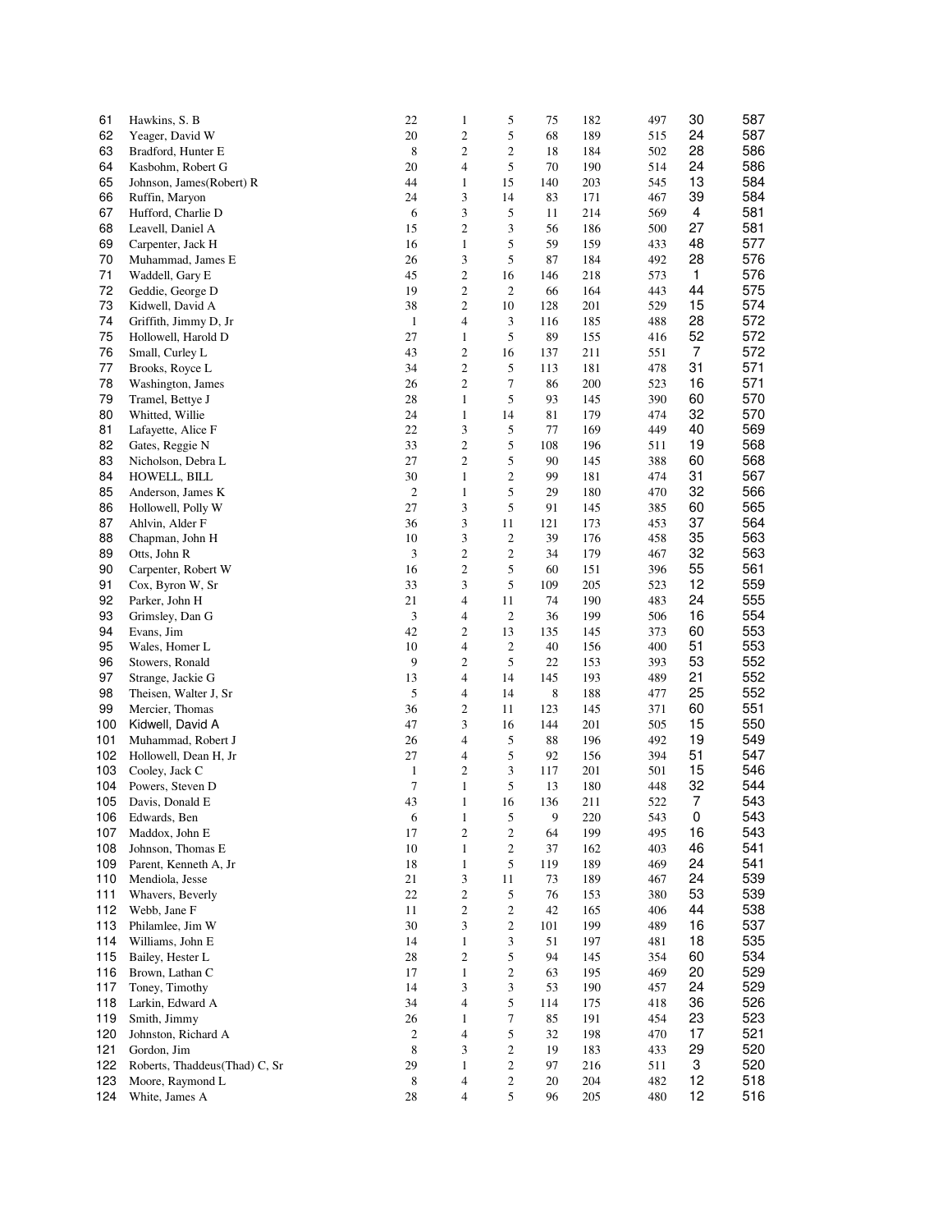| | | | | | | | | | |
|---|---|---|---|---|---|---|---|---|---|
| 61 | Hawkins, S. B | 22 | 1 | 5 | 75 | 182 | 497 | 30 | 587 |
| 62 | Yeager, David W | 20 | 2 | 5 | 68 | 189 | 515 | 24 | 587 |
| 63 | Bradford, Hunter E | 8 | 2 | 2 | 18 | 184 | 502 | 28 | 586 |
| 64 | Kasbohm, Robert G | 20 | 4 | 5 | 70 | 190 | 514 | 24 | 586 |
| 65 | Johnson, James(Robert) R | 44 | 1 | 15 | 140 | 203 | 545 | 13 | 584 |
| 66 | Ruffin, Maryon | 24 | 3 | 14 | 83 | 171 | 467 | 39 | 584 |
| 67 | Hufford, Charlie D | 6 | 3 | 5 | 11 | 214 | 569 | 4 | 581 |
| 68 | Leavell, Daniel A | 15 | 2 | 3 | 56 | 186 | 500 | 27 | 581 |
| 69 | Carpenter, Jack H | 16 | 1 | 5 | 59 | 159 | 433 | 48 | 577 |
| 70 | Muhammad, James E | 26 | 3 | 5 | 87 | 184 | 492 | 28 | 576 |
| 71 | Waddell, Gary E | 45 | 2 | 16 | 146 | 218 | 573 | 1 | 576 |
| 72 | Geddie, George D | 19 | 2 | 2 | 66 | 164 | 443 | 44 | 575 |
| 73 | Kidwell, David A | 38 | 2 | 10 | 128 | 201 | 529 | 15 | 574 |
| 74 | Griffith, Jimmy D, Jr | 1 | 4 | 3 | 116 | 185 | 488 | 28 | 572 |
| 75 | Hollowell, Harold D | 27 | 1 | 5 | 89 | 155 | 416 | 52 | 572 |
| 76 | Small, Curley L | 43 | 2 | 16 | 137 | 211 | 551 | 7 | 572 |
| 77 | Brooks, Royce L | 34 | 2 | 5 | 113 | 181 | 478 | 31 | 571 |
| 78 | Washington, James | 26 | 2 | 7 | 86 | 200 | 523 | 16 | 571 |
| 79 | Tramel, Bettye J | 28 | 1 | 5 | 93 | 145 | 390 | 60 | 570 |
| 80 | Whitted, Willie | 24 | 1 | 14 | 81 | 179 | 474 | 32 | 570 |
| 81 | Lafayette, Alice F | 22 | 3 | 5 | 77 | 169 | 449 | 40 | 569 |
| 82 | Gates, Reggie N | 33 | 2 | 5 | 108 | 196 | 511 | 19 | 568 |
| 83 | Nicholson, Debra L | 27 | 2 | 5 | 90 | 145 | 388 | 60 | 568 |
| 84 | HOWELL, BILL | 30 | 1 | 2 | 99 | 181 | 474 | 31 | 567 |
| 85 | Anderson, James K | 2 | 1 | 5 | 29 | 180 | 470 | 32 | 566 |
| 86 | Hollowell, Polly W | 27 | 3 | 5 | 91 | 145 | 385 | 60 | 565 |
| 87 | Ahlvin, Alder F | 36 | 3 | 11 | 121 | 173 | 453 | 37 | 564 |
| 88 | Chapman, John H | 10 | 3 | 2 | 39 | 176 | 458 | 35 | 563 |
| 89 | Otts, John R | 3 | 2 | 2 | 34 | 179 | 467 | 32 | 563 |
| 90 | Carpenter, Robert W | 16 | 2 | 5 | 60 | 151 | 396 | 55 | 561 |
| 91 | Cox, Byron W, Sr | 33 | 3 | 5 | 109 | 205 | 523 | 12 | 559 |
| 92 | Parker, John H | 21 | 4 | 11 | 74 | 190 | 483 | 24 | 555 |
| 93 | Grimsley, Dan G | 3 | 4 | 2 | 36 | 199 | 506 | 16 | 554 |
| 94 | Evans, Jim | 42 | 2 | 13 | 135 | 145 | 373 | 60 | 553 |
| 95 | Wales, Homer L | 10 | 4 | 2 | 40 | 156 | 400 | 51 | 553 |
| 96 | Stowers, Ronald | 9 | 2 | 5 | 22 | 153 | 393 | 53 | 552 |
| 97 | Strange, Jackie G | 13 | 4 | 14 | 145 | 193 | 489 | 21 | 552 |
| 98 | Theisen, Walter J, Sr | 5 | 4 | 14 | 8 | 188 | 477 | 25 | 552 |
| 99 | Mercier, Thomas | 36 | 2 | 11 | 123 | 145 | 371 | 60 | 551 |
| 100 | Kidwell, David A | 47 | 3 | 16 | 144 | 201 | 505 | 15 | 550 |
| 101 | Muhammad, Robert J | 26 | 4 | 5 | 88 | 196 | 492 | 19 | 549 |
| 102 | Hollowell, Dean H, Jr | 27 | 4 | 5 | 92 | 156 | 394 | 51 | 547 |
| 103 | Cooley, Jack C | 1 | 2 | 3 | 117 | 201 | 501 | 15 | 546 |
| 104 | Powers, Steven D | 7 | 1 | 5 | 13 | 180 | 448 | 32 | 544 |
| 105 | Davis, Donald E | 43 | 1 | 16 | 136 | 211 | 522 | 7 | 543 |
| 106 | Edwards, Ben | 6 | 1 | 5 | 9 | 220 | 543 | 0 | 543 |
| 107 | Maddox, John E | 17 | 2 | 2 | 64 | 199 | 495 | 16 | 543 |
| 108 | Johnson, Thomas E | 10 | 1 | 2 | 37 | 162 | 403 | 46 | 541 |
| 109 | Parent, Kenneth A, Jr | 18 | 1 | 5 | 119 | 189 | 469 | 24 | 541 |
| 110 | Mendiola, Jesse | 21 | 3 | 11 | 73 | 189 | 467 | 24 | 539 |
| 111 | Whavers, Beverly | 22 | 2 | 5 | 76 | 153 | 380 | 53 | 539 |
| 112 | Webb, Jane F | 11 | 2 | 2 | 42 | 165 | 406 | 44 | 538 |
| 113 | Philamlee, Jim W | 30 | 3 | 2 | 101 | 199 | 489 | 16 | 537 |
| 114 | Williams, John E | 14 | 1 | 3 | 51 | 197 | 481 | 18 | 535 |
| 115 | Bailey, Hester L | 28 | 2 | 5 | 94 | 145 | 354 | 60 | 534 |
| 116 | Brown, Lathan C | 17 | 1 | 2 | 63 | 195 | 469 | 20 | 529 |
| 117 | Toney, Timothy | 14 | 3 | 3 | 53 | 190 | 457 | 24 | 529 |
| 118 | Larkin, Edward A | 34 | 4 | 5 | 114 | 175 | 418 | 36 | 526 |
| 119 | Smith, Jimmy | 26 | 1 | 7 | 85 | 191 | 454 | 23 | 523 |
| 120 | Johnston, Richard A | 2 | 4 | 5 | 32 | 198 | 470 | 17 | 521 |
| 121 | Gordon, Jim | 8 | 3 | 2 | 19 | 183 | 433 | 29 | 520 |
| 122 | Roberts, Thaddeus(Thad) C, Sr | 29 | 1 | 2 | 97 | 216 | 511 | 3 | 520 |
| 123 | Moore, Raymond L | 8 | 4 | 2 | 20 | 204 | 482 | 12 | 518 |
| 124 | White, James A | 28 | 4 | 5 | 96 | 205 | 480 | 12 | 516 |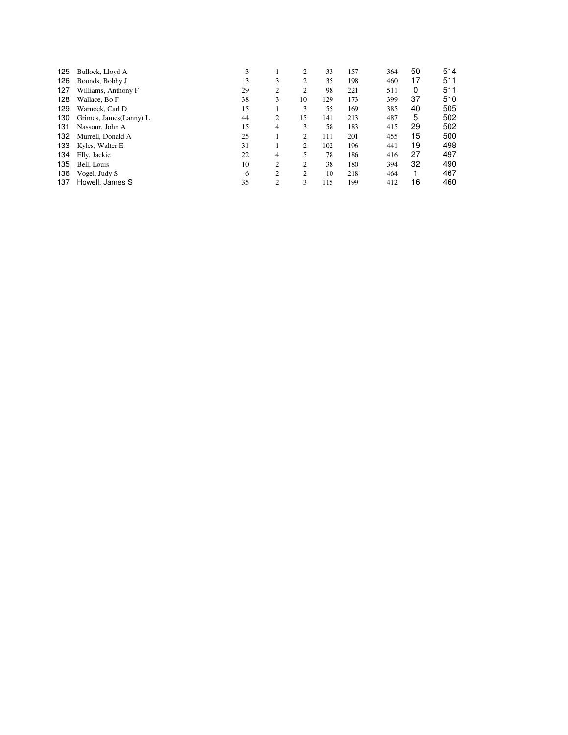| | | | | | | | | | |
|---|---|---|---|---|---|---|---|---|---|
| 125 | Bullock, Lloyd A | 3 | 1 | 2 | 33 | 157 | 364 | 50 | 514 |
| 126 | Bounds, Bobby J | 3 | 3 | 2 | 35 | 198 | 460 | 17 | 511 |
| 127 | Williams, Anthony F | 29 | 2 | 2 | 98 | 221 | 511 | 0 | 511 |
| 128 | Wallace, Bo F | 38 | 3 | 10 | 129 | 173 | 399 | 37 | 510 |
| 129 | Warnock, Carl D | 15 | 1 | 3 | 55 | 169 | 385 | 40 | 505 |
| 130 | Grimes, James(Lanny) L | 44 | 2 | 15 | 141 | 213 | 487 | 5 | 502 |
| 131 | Nassour, John A | 15 | 4 | 3 | 58 | 183 | 415 | 29 | 502 |
| 132 | Murrell, Donald A | 25 | 1 | 2 | 111 | 201 | 455 | 15 | 500 |
| 133 | Kyles, Walter E | 31 | 1 | 2 | 102 | 196 | 441 | 19 | 498 |
| 134 | Elly, Jackie | 22 | 4 | 5 | 78 | 186 | 416 | 27 | 497 |
| 135 | Bell, Louis | 10 | 2 | 2 | 38 | 180 | 394 | 32 | 490 |
| 136 | Vogel, Judy S | 6 | 2 | 2 | 10 | 218 | 464 | 1 | 467 |
| 137 | Howell, James S | 35 | 2 | 3 | 115 | 199 | 412 | 16 | 460 |